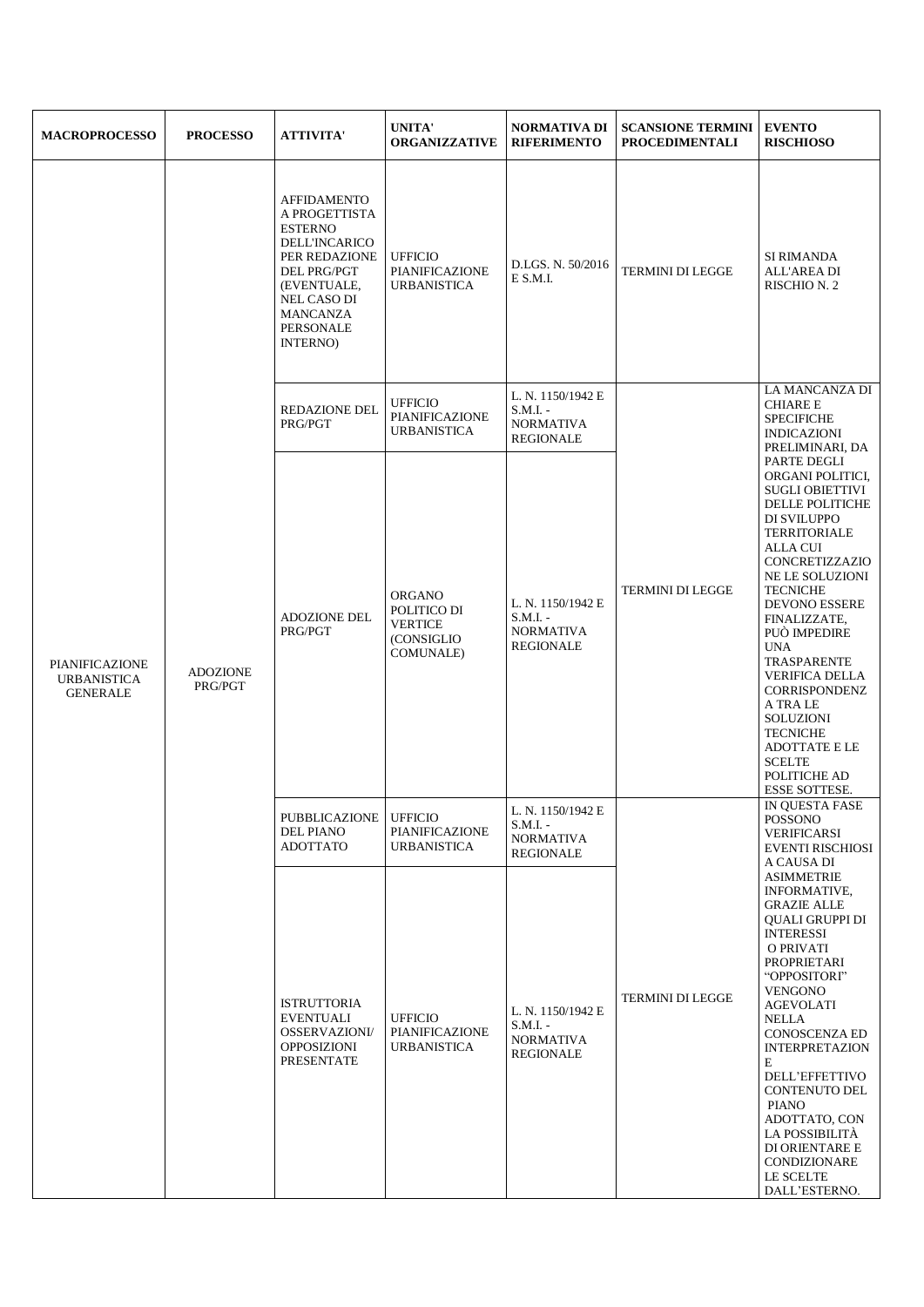| MACROPROCESSO | PROCESSO | ATTIVITA' | UNITA' ORGANIZZATIVE | NORMATIVA DI RIFERIMENTO | SCANSIONE TERMINI PROCEDIMENTALI | EVENTO RISCHIOSO |
|---|---|---|---|---|---|---|
| PIANIFICAZIONE URBANISTICA GENERALE | ADOZIONE PRG/PGT | AFFIDAMENTO A PROGETTISTA ESTERNO DELL'INCARICO PER REDAZIONE DEL PRG/PGT (EVENTUALE, NEL CASO DI MANCANZA PERSONALE INTERNO) | UFFICIO PIANIFICAZIONE URBANISTICA | D.LGS. N. 50/2016 E S.M.I. | TERMINI DI LEGGE | SI RIMANDA ALL'AREA DI RISCHIO N. 2 |
| | | REDAZIONE DEL PRG/PGT | UFFICIO PIANIFICAZIONE URBANISTICA | L. N. 1150/1942 E S.M.I. - NORMATIVA REGIONALE | TERMINI DI LEGGE | LA MANCANZA DI CHIARE E SPECIFICHE INDICAZIONI PRELIMINARI, DA PARTE DEGLI ORGANI POLITICI, SUGLI OBIETTIVI DELLE POLITICHE DI SVILUPPO TERRITORIALE ALLA CUI CONCRETIZZAZIONE LE SOLUZIONI TECNICHE DEVONO ESSERE FINALIZZATE, PUÒ IMPEDIRE UNA TRASPARENTE VERIFICA DELLA CORRISPONDENZA TRA LE SOLUZIONI TECNICHE ADOTTATE E LE SCELTE POLITICHE AD ESSE SOTTESE. |
| | | ADOZIONE DEL PRG/PGT | ORGANO POLITICO DI VERTICE (CONSIGLIO COMUNALE) | L. N. 1150/1942 E S.M.I. - NORMATIVA REGIONALE | | |
| | | PUBBLICAZIONE DEL PIANO ADOTTATO | UFFICIO PIANIFICAZIONE URBANISTICA | L. N. 1150/1942 E S.M.I. - NORMATIVA REGIONALE | TERMINI DI LEGGE | IN QUESTA FASE POSSONO VERIFICARSI EVENTI RISCHIOSI A CAUSA DI ASIMMETRIE INFORMATIVE, GRAZIE ALLE QUALI GRUPPI DI INTERESSI O PRIVATI PROPRIETARI "OPPOSITORI" VENGONO AGEVOLATI NELLA CONOSCENZA ED INTERPRETAZIONE DELL'EFFETTIVO CONTENUTO DEL PIANO ADOTTATO, CON LA POSSIBILITÀ DI ORIENTARE E CONDIZIONARE LE SCELTE DALL'ESTERNO. |
| | | ISTRUTTORIA EVENTUALI OSSERVAZIONI/ OPPOSIZIONI PRESENTATE | UFFICIO PIANIFICAZIONE URBANISTICA | L. N. 1150/1942 E S.M.I. - NORMATIVA REGIONALE | | |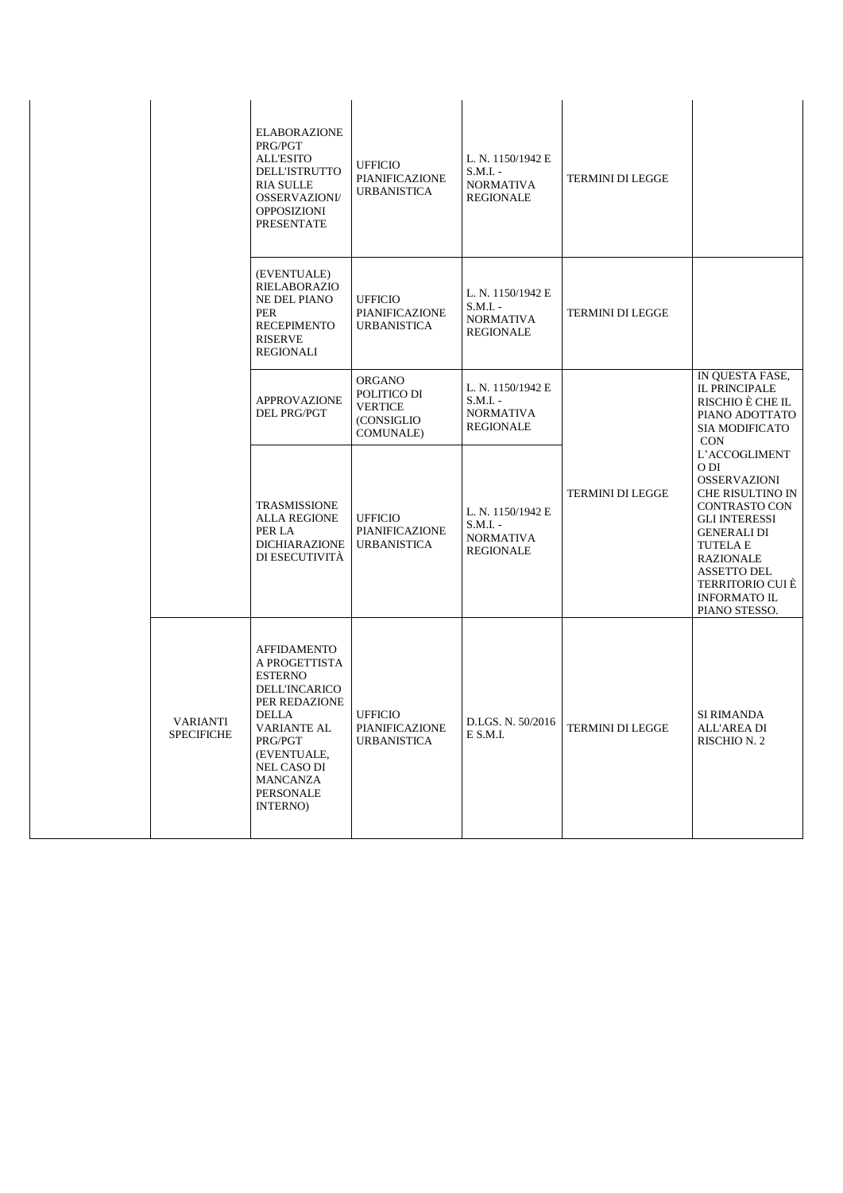| | | | | | | |
|---|---|---|---|---|---|---|
| | | ELABORAZIONE PRG/PGT ALL'ESITO DELL'ISTRUTTORIA SULLE OSSERVAZIONI/ OPPOSIZIONI PRESENTATE | UFFICIO PIANIFICAZIONE URBANISTICA | L. N. 1150/1942 E S.M.I. - NORMATIVA REGIONALE | TERMINI DI LEGGE | |
| | | (EVENTUALE) RIELABORAZIONE DEL PIANO PER RECEPIMENTO RISERVE REGIONALI | UFFICIO PIANIFICAZIONE URBANISTICA | L. N. 1150/1942 E S.M.I. - NORMATIVA REGIONALE | TERMINI DI LEGGE | |
| | | APPROVAZIONE DEL PRG/PGT | ORGANO POLITICO DI VERTICE (CONSIGLIO COMUNALE) | L. N. 1150/1942 E S.M.I. - NORMATIVA REGIONALE | TERMINI DI LEGGE | IN QUESTA FASE, IL PRINCIPALE RISCHIO È CHE IL PIANO ADOTTATO SIA MODIFICATO CON L'ACCOGLIMENTO DI OSSERVAZIONI CHE RISULTINO IN CONTRASTO CON GLI INTERESSI GENERALI DI TUTELA E RAZIONALE ASSETTO DEL TERRITORIO CUI È INFORMATO IL PIANO STESSO. |
| | | TRASMISSIONE ALLA REGIONE PER LA DICHIARAZIONE DI ESECUTIVITÀ | UFFICIO PIANIFICAZIONE URBANISTICA | L. N. 1150/1942 E S.M.I. - NORMATIVA REGIONALE | | |
| | VARIANTI SPECIFICHE | AFFIDAMENTO A PROGETTISTA ESTERNO DELL'INCARICO PER REDAZIONE DELLA VARIANTE AL PRG/PGT (EVENTUALE, NEL CASO DI MANCANZA PERSONALE INTERNO) | UFFICIO PIANIFICAZIONE URBANISTICA | D.LGS. N. 50/2016 E S.M.I. | TERMINI DI LEGGE | SI RIMANDA ALL'AREA DI RISCHIO N. 2 |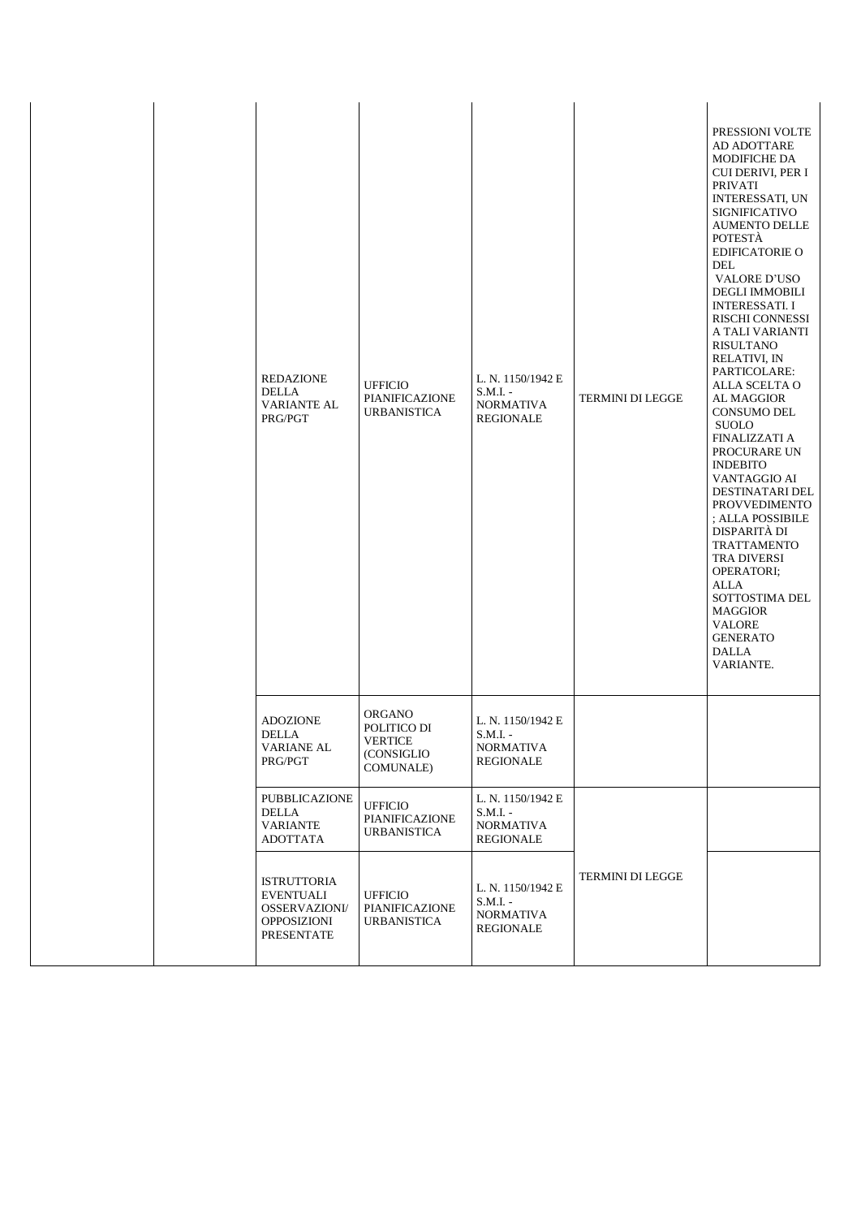| | | | | | | |
|---|---|---|---|---|---|---|
| | | REDAZIONE DELLA VARIANTE AL PRG/PGT | UFFICIO PIANIFICAZIONE URBANISTICA | L. N. 1150/1942 E S.M.I. - NORMATIVA REGIONALE | TERMINI DI LEGGE | PRESSIONI VOLTE AD ADOTTARE MODIFICHE DA CUI DERIVI, PER I PRIVATI INTERESSATI, UN SIGNIFICATIVO AUMENTO DELLE POTESTÀ EDIFICATORIE O DEL VALORE D'USO DEGLI IMMOBILI INTERESSATI. I RISCHI CONNESSI A TALI VARIANTI RISULTANO RELATIVI, IN PARTICOLARE: ALLA SCELTA O AL MAGGIOR CONSUMO DEL SUOLO FINALIZZATI A PROCURARE UN INDEBITO VANTAGGIO AI DESTINATARI DEL PROVVEDIMENTO; ALLA POSSIBILE DISPARITÀ DI TRATTAMENTO TRA DIVERSI OPERATORI; ALLA SOTTOSTIMA DEL MAGGIOR VALORE GENERATO DALLA VARIANTE. |
| | | ADOZIONE DELLA VARIANE AL PRG/PGT | ORGANO POLITICO DI VERTICE (CONSIGLIO COMUNALE) | L. N. 1150/1942 E S.M.I. - NORMATIVA REGIONALE | | |
| | | PUBBLICAZIONE DELLA VARIANTE ADOTTATA | UFFICIO PIANIFICAZIONE URBANISTICA | L. N. 1150/1942 E S.M.I. - NORMATIVA REGIONALE | TERMINI DI LEGGE | |
| | | ISTRUTTORIA EVENTUALI OSSERVAZIONI/ OPPOSIZIONI PRESENTATE | UFFICIO PIANIFICAZIONE URBANISTICA | L. N. 1150/1942 E S.M.I. - NORMATIVA REGIONALE | | |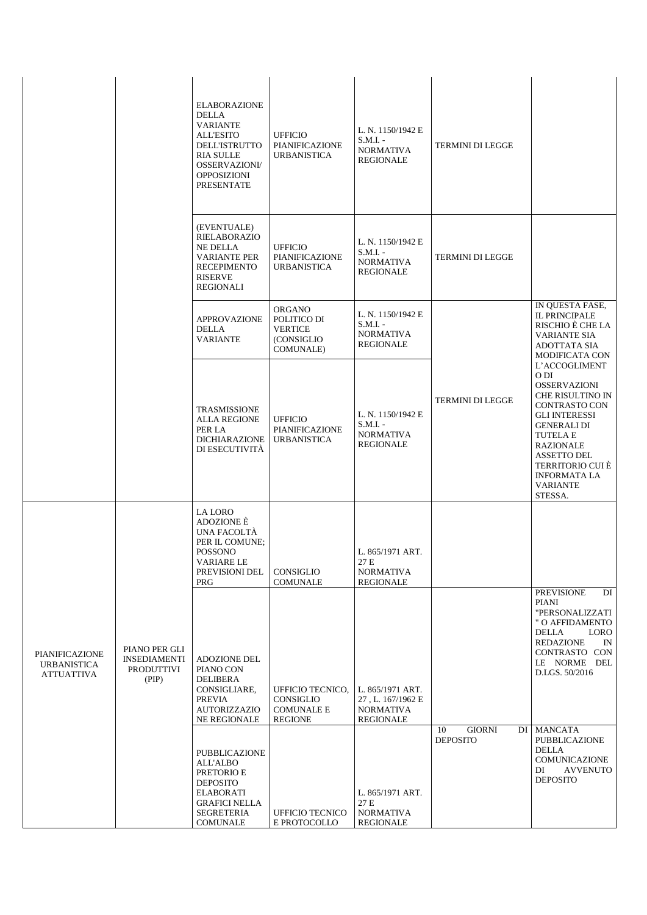| | | | | | | |
|---|---|---|---|---|---|---|
| | | ELABORAZIONE DELLA VARIANTE ALL'ESITO DELL'ISTRUTTORIA SULLE OSSERVAZIONI/ OPPOSIZIONI PRESENTATE | UFFICIO PIANIFICAZIONE URBANISTICA | L. N. 1150/1942 E S.M.I. - NORMATIVA REGIONALE | TERMINI DI LEGGE | |
| | | (EVENTUALE) RIELABORAZIONE DELLA VARIANTE PER RECEPIMENTO RISERVE REGIONALI | UFFICIO PIANIFICAZIONE URBANISTICA | L. N. 1150/1942 E S.M.I. - NORMATIVA REGIONALE | TERMINI DI LEGGE | |
| | | APPROVAZIONE DELLA VARIANTE | ORGANO POLITICO DI VERTICE (CONSIGLIO COMUNALE) | L. N. 1150/1942 E S.M.I. - NORMATIVA REGIONALE | TERMINI DI LEGGE | IN QUESTA FASE, IL PRINCIPALE RISCHIO È CHE LA VARIANTE SIA ADOTTATA SIA MODIFICATA CON L'ACCOGLIMENTO DI OSSERVAZIONI CHE RISULTINO IN CONTRASTO CON GLI INTERESSI GENERALI DI TUTELA E RAZIONALE ASSETTO DEL TERRITORIO CUI È INFORMATA LA VARIANTE STESSA. |
| | | TRASMISSIONE ALLA REGIONE PER LA DICHIARAZIONE DI ESECUTIVITÀ | UFFICIO PIANIFICAZIONE URBANISTICA | L. N. 1150/1942 E S.M.I. - NORMATIVA REGIONALE | | |
| PIANIFICAZIONE URBANISTICA ATTUATIVA | PIANO PER GLI INSEDIAMENTI PRODUTTIVI (PIP) | LA LORO ADOZIONE È UNA FACOLTÀ PER IL COMUNE; POSSONO VARIARE LE PREVISIONI DEL PRG | CONSIGLIO COMUNALE | L. 865/1971 ART. 27 E NORMATIVA REGIONALE | | |
| | | ADOZIONE DEL PIANO CON DELIBERA CONSIGLIARE, PREVIA AUTORIZZAZIONE REGIONALE | UFFICIO TECNICO, CONSIGLIO COMUNALE E REGIONE | L. 865/1971 ART. 27 , L. 167/1962 E NORMATIVA REGIONALE | | PREVISIONE DI PIANI "PERSONALIZZATI" O AFFIDAMENTO DELLA LORO REDAZIONE IN CONTRASTO CON LE NORME DEL D.LGS. 50/2016 |
| | | PUBBLICAZIONE ALL'ALBO PRETORIO E DEPOSITO ELABORATI GRAFICI NELLA SEGRETERIA COMUNALE | UFFICIO TECNICO E PROTOCOLLO | L. 865/1971 ART. 27 E NORMATIVA REGIONALE | 10 GIORNI DI DEPOSITO | MANCATA PUBBLICAZIONE DELLA COMUNICAZIONE DI AVVENUTO DEPOSITO |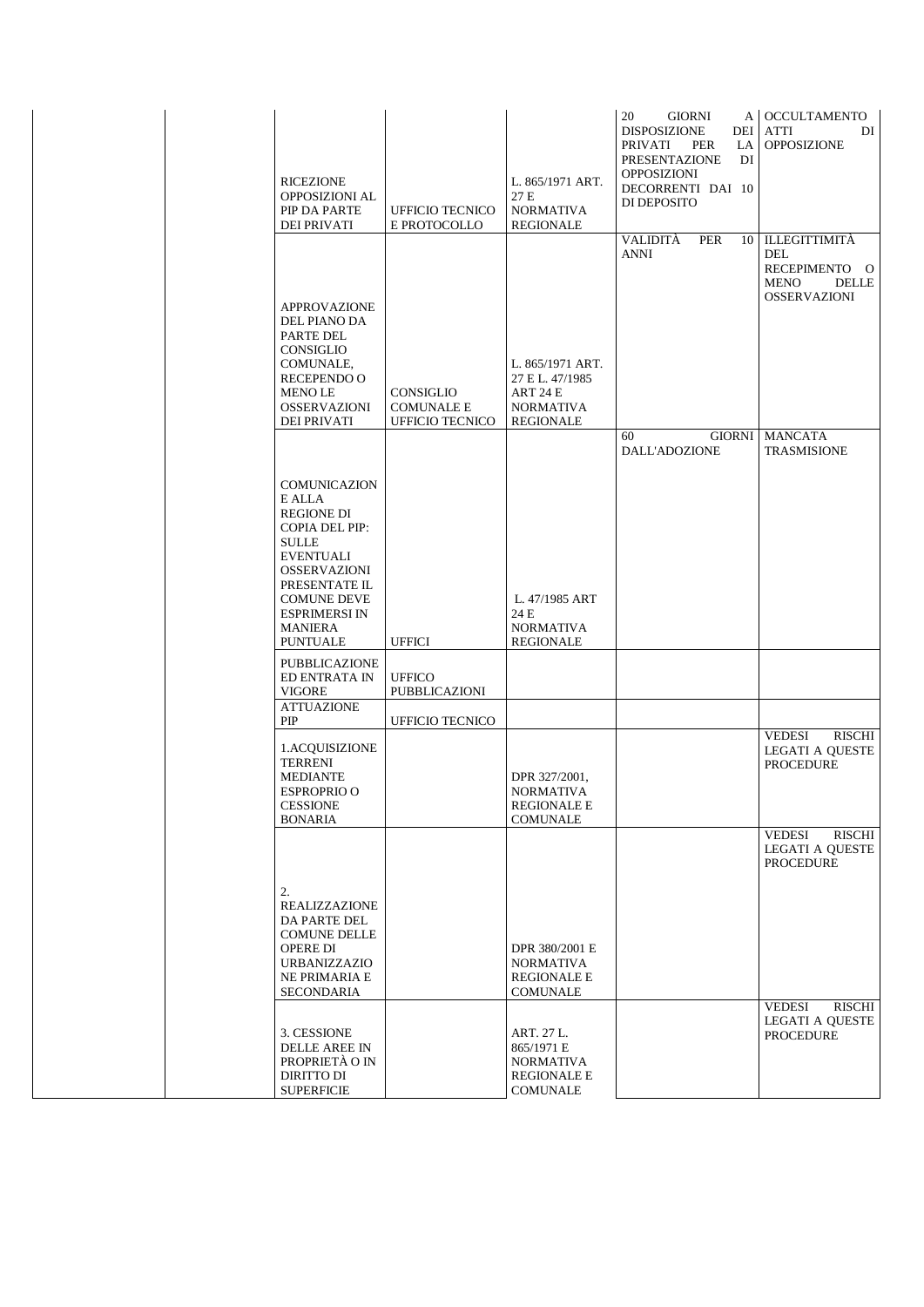| | | | | | | |
|---|---|---|---|---|---|---|
| | | RICEZIONE OPPOSIZIONI AL PIP DA PARTE DEI PRIVATI | UFFICIO TECNICO E PROTOCOLLO | L. 865/1971 ART. 27 E NORMATIVA REGIONALE | 20 GIORNI A DISPOSIZIONE DEI PRIVATI PER LA PRESENTAZIONE DI OPPOSIZIONI DECORRENTI DAI 10 DI DEPOSITO | OCCULTAMENTO ATTI DI OPPOSIZIONE |
| | | APPROVAZIONE DEL PIANO DA PARTE DEL CONSIGLIO COMUNALE, RECEPENDO O MENO LE OSSERVAZIONI DEI PRIVATI | CONSIGLIO COMUNALE E UFFICIO TECNICO | L. 865/1971 ART. 27 E L. 47/1985 ART 24 E NORMATIVA REGIONALE | VALIDITÀ PER 10 ANNI | ILLEGITTIMITÀ DEL RECEPIMENTO O MENO DELLE OSSERVAZIONI |
| | | COMUNICAZIONE ALLA REGIONE DI COPIA DEL PIP: SULLE EVENTUALI OSSERVAZIONI PRESENTATE IL COMUNE DEVE ESPRIMERSI IN MANIERA PUNTUALE | UFFICI | L. 47/1985 ART 24 E NORMATIVA REGIONALE | 60 GIORNI DALL'ADOZIONE | MANCATA TRASMISIONE |
| | | PUBBLICAZIONE ED ENTRATA IN VIGORE | UFFICO PUBBLICAZIONI | | | |
| | | ATTUAZIONE PIP | UFFICIO TECNICO | | | |
| | | 1.ACQUISIZIONE TERRENI MEDIANTE ESPROPRIO O CESSIONE BONARIA | | DPR 327/2001, NORMATIVA REGIONALE E COMUNALE | | VEDESI RISCHI LEGATI A QUESTE PROCEDURE |
| | | 2. REALIZZAZIONE DA PARTE DEL COMUNE DELLE OPERE DI URBANIZZAZIONE PRIMARIA E SECONDARIA | | DPR 380/2001 E NORMATIVA REGIONALE E COMUNALE | | VEDESI RISCHI LEGATI A QUESTE PROCEDURE |
| | | 3. CESSIONE DELLE AREE IN PROPRIETÀ O IN DIRITTO DI SUPERFICIE | | ART. 27 L. 865/1971 E NORMATIVA REGIONALE E COMUNALE | | VEDESI RISCHI LEGATI A QUESTE PROCEDURE |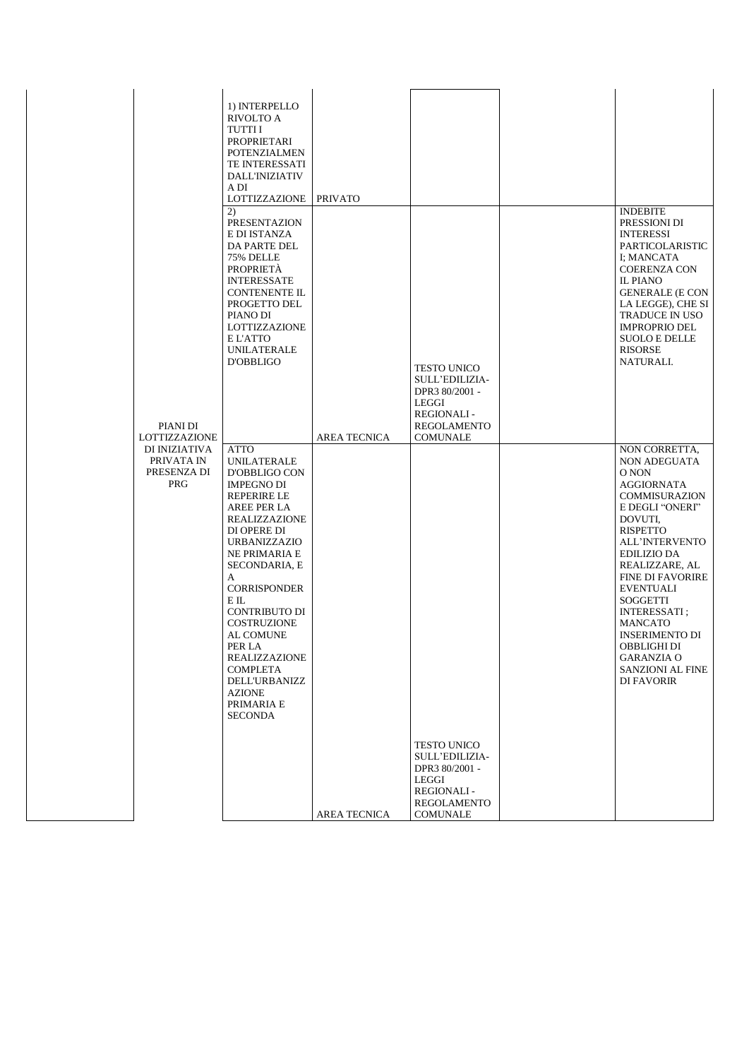| | | | | | | |
|---|---|---|---|---|---|---|
| | | 1) INTERPELLO RIVOLTO A TUTTI I PROPRIETARI POTENZIALMENTE INTERESSATI DALL'INIZIATIVA DI LOTTIZZAZIONE | PRIVATO | | | |
| | PIANI DI LOTTIZZAZIONE DI INIZIATIVA PRIVATA IN PRESENZA DI PRG | 2) PRESENTAZIONE DI ISTANZA DA PARTE DEL 75% DELLE PROPRIETÀ INTERESSATE CONTENENTE IL PROGETTO DEL PIANO DI LOTTIZZAZIONE E L'ATTO UNILATERALE D'OBBLIGO | AREA TECNICA | TESTO UNICO SULL'EDILIZIA-DPR3 80/2001 - LEGGI REGIONALI - REGOLAMENTO COMUNALE | | INDEBITE PRESSIONI DI INTERESSI PARTICOLARISTICI; MANCATA COERENZA CON IL PIANO GENERALE (E CON LA LEGGE), CHE SI TRADUCE IN USO IMPROPRIO DEL SUOLO E DELLE RISORSE NATURALI. |
| | | ATTO UNILATERALE D'OBBLIGO CON IMPEGNO DI REPERIRE LE AREE PER LA REALIZZAZIONE DI OPERE DI URBANIZZAZIONE PRIMARIA E SECONDARIA, E A CORRISPONDERE IL CONTRIBUTO DI COSTRUZIONE AL COMUNE PER LA REALIZZAZIONE COMPLETA DELL'URBANIZZAZIONE PRIMARIA E SECONDA | AREA TECNICA | TESTO UNICO SULL'EDILIZIA-DPR3 80/2001 - LEGGI REGIONALI - REGOLAMENTO COMUNALE | | NON CORRETTA, NON ADEGUATA O NON AGGIORNATA COMMISURAZIONE DEGLI "ONERI" DOVUTI, RISPETTO ALL'INTERVENTO EDILIZIO DA REALIZZARE, AL FINE DI FAVORIRE EVENTUALI SOGGETTI INTERESSATI ; MANCATO INSERIMENTO DI OBBLIGHI DI GARANZIA O SANZIONI AL FINE DI FAVORIR |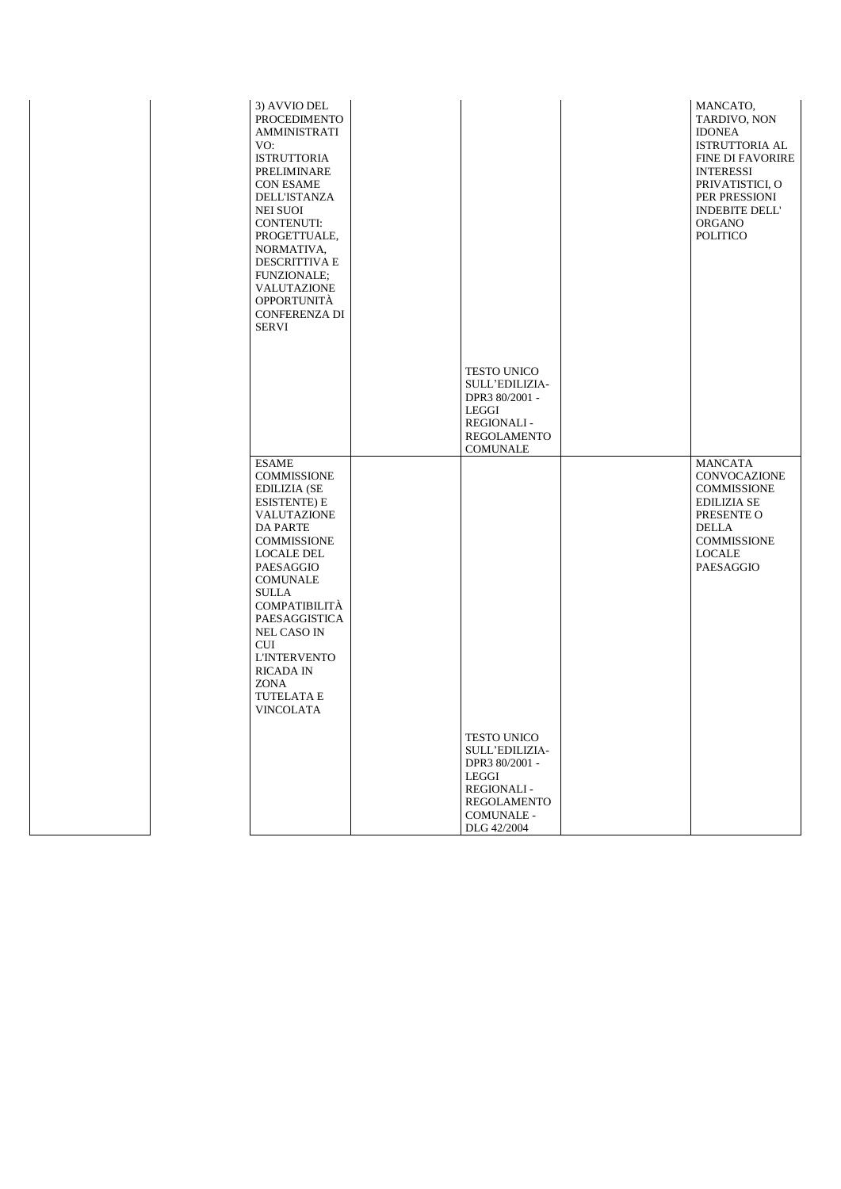| | | | | | |
|---|---|---|---|---|---|
| | 3) AVVIO DEL PROCEDIMENTO AMMINISTRATIVO: ISTRUTTORIA PRELIMINARE CON ESAME DELL'ISTANZA NEI SUOI CONTENUTI: PROGETTUALE, NORMATIVA, DESCRITTIVA E FUNZIONALE; VALUTAZIONE OPPORTUNITÀ CONFERENZA DI SERVI | | | | MANCATO, TARDIVO, NON IDONEA ISTRUTTORIA AL FINE DI FAVORIRE INTERESSI PRIVATISTICI, O PER PRESSIONI INDEBITE DELL' ORGANO POLITICO |
| | | | TESTO UNICO SULL'EDILIZIA- DPR3 80/2001 - LEGGI REGIONALI - REGOLAMENTO COMUNALE | | |
| | ESAME COMMISSIONE EDILIZIA (SE ESISTENTE) E VALUTAZIONE DA PARTE COMMISSIONE LOCALE DEL PAESAGGIO COMUNALE SULLA COMPATIBILITÀ PAESAGGISTICA NEL CASO IN CUI L'INTERVENTO RICADA IN ZONA TUTELATA E VINCOLATA | | | | MANCATA CONVOCAZIONE COMMISSIONE EDILIZIA SE PRESENTE O DELLA COMMISSIONE LOCALE PAESAGGIO |
| | | | TESTO UNICO SULL'EDILIZIA- DPR3 80/2001 - LEGGI REGIONALI - REGOLAMENTO COMUNALE - DLG 42/2004 | | |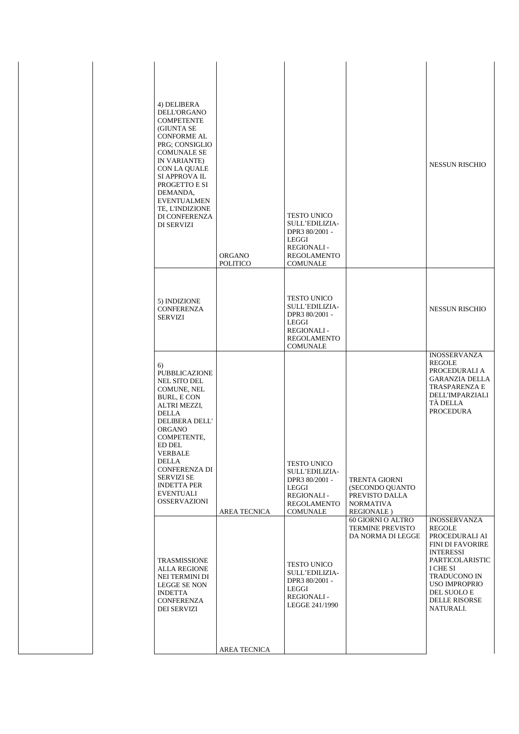| | | | | | | |
|---|---|---|---|---|---|---|
| | | 4) DELIBERA DELL'ORGANO COMPETENTE (GIUNTA SE CONFORME AL PRG; CONSIGLIO COMUNALE SE IN VARIANTE) CON LA QUALE SI APPROVA IL PROGETTO E SI DEMANDA, EVENTUALMENTE, L'INDIZIONE DI CONFERENZA DI SERVIZI | ORGANO POLITICO | TESTO UNICO SULL'EDILIZIA- DPR3 80/2001 - LEGGI REGIONALI - REGOLAMENTO COMUNALE | | NESSUN RISCHIO |
| | | 5) INDIZIONE CONFERENZA SERVIZI | | TESTO UNICO SULL'EDILIZIA- DPR3 80/2001 - LEGGI REGIONALI - REGOLAMENTO COMUNALE | | NESSUN RISCHIO |
| | | 6) PUBBLICAZIONE NEL SITO DEL COMUNE, NEL BURL, E CON ALTRI MEZZI, DELLA DELIBERA DELL' ORGANO COMPETENTE, ED DEL VERBALE DELLA CONFERENZA DI SERVIZI SE INDETTA PER EVENTUALI OSSERVAZIONI | AREA TECNICA | TESTO UNICO SULL'EDILIZIA- DPR3 80/2001 - LEGGI REGIONALI - REGOLAMENTO COMUNALE | TRENTA GIORNI (SECONDO QUANTO PREVISTO DALLA NORMATIVA REGIONALE ) | INOSSERVANZA REGOLE PROCEDURALI A GARANZIA DELLA TRASPARENZA E DELL'IMPARZIALITÀ DELLA PROCEDURA |
| | | TRASMISSIONE ALLA REGIONE NEI TERMINI DI LEGGE SE NON INDETTA CONFERENZA DEI SERVIZI | AREA TECNICA | TESTO UNICO SULL'EDILIZIA- DPR3 80/2001 - LEGGI REGIONALI - LEGGE 241/1990 | 60 GIORNI O ALTRO TERMINE PREVISTO DA NORMA DI LEGGE | INOSSERVANZA REGOLE PROCEDURALI AI FINI DI FAVORIRE INTERESSI PARTICOLARISTICI CHE SI TRADUCONO IN USO IMPROPRIO DEL SUOLO E DELLE RISORSE NATURALI. |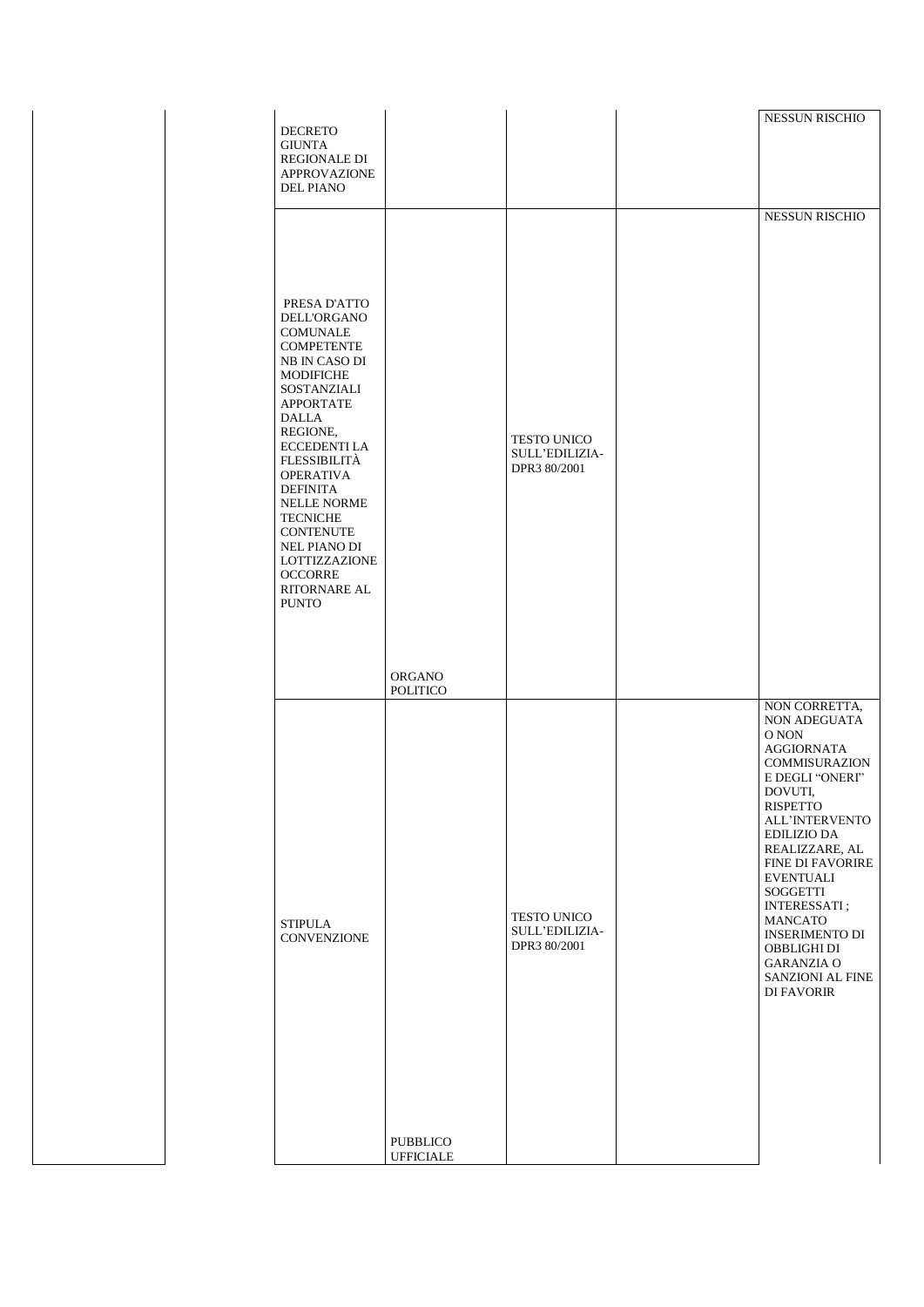| | | | | | | |
|---|---|---|---|---|---|---|
| | | DECRETO GIUNTA REGIONALE DI APPROVAZIONE DEL PIANO | | | | NESSUN RISCHIO |
| | | PRESA D'ATTO DELL'ORGANO COMUNALE COMPETENTE NB IN CASO DI MODIFICHE SOSTANZIALI APPORTATE DALLA REGIONE, ECCEDENTI LA FLESSIBILITÀ OPERATIVA DEFINITA NELLE NORME TECNICHE CONTENUTE NEL PIANO DI LOTTIZZAZIONE OCCORRE RITORNARE AL PUNTO | ORGANO POLITICO | TESTO UNICO SULL'EDILIZIA-DPR3 80/2001 | | NESSUN RISCHIO |
| | | STIPULA CONVENZIONE | PUBBLICO UFFICIALE | TESTO UNICO SULL'EDILIZIA-DPR3 80/2001 | | NON CORRETTA, NON ADEGUATA O NON AGGIORNATA COMMISURAZIONE DEGLI "ONERI" DOVUTI, RISPETTO ALL'INTERVENTO EDILIZIO DA REALIZZARE, AL FINE DI FAVORIRE EVENTUALI SOGGETTI INTERESSATI ; MANCATO INSERIMENTO DI OBBLIGHI DI GARANZIA O SANZIONI AL FINE DI FAVORIR |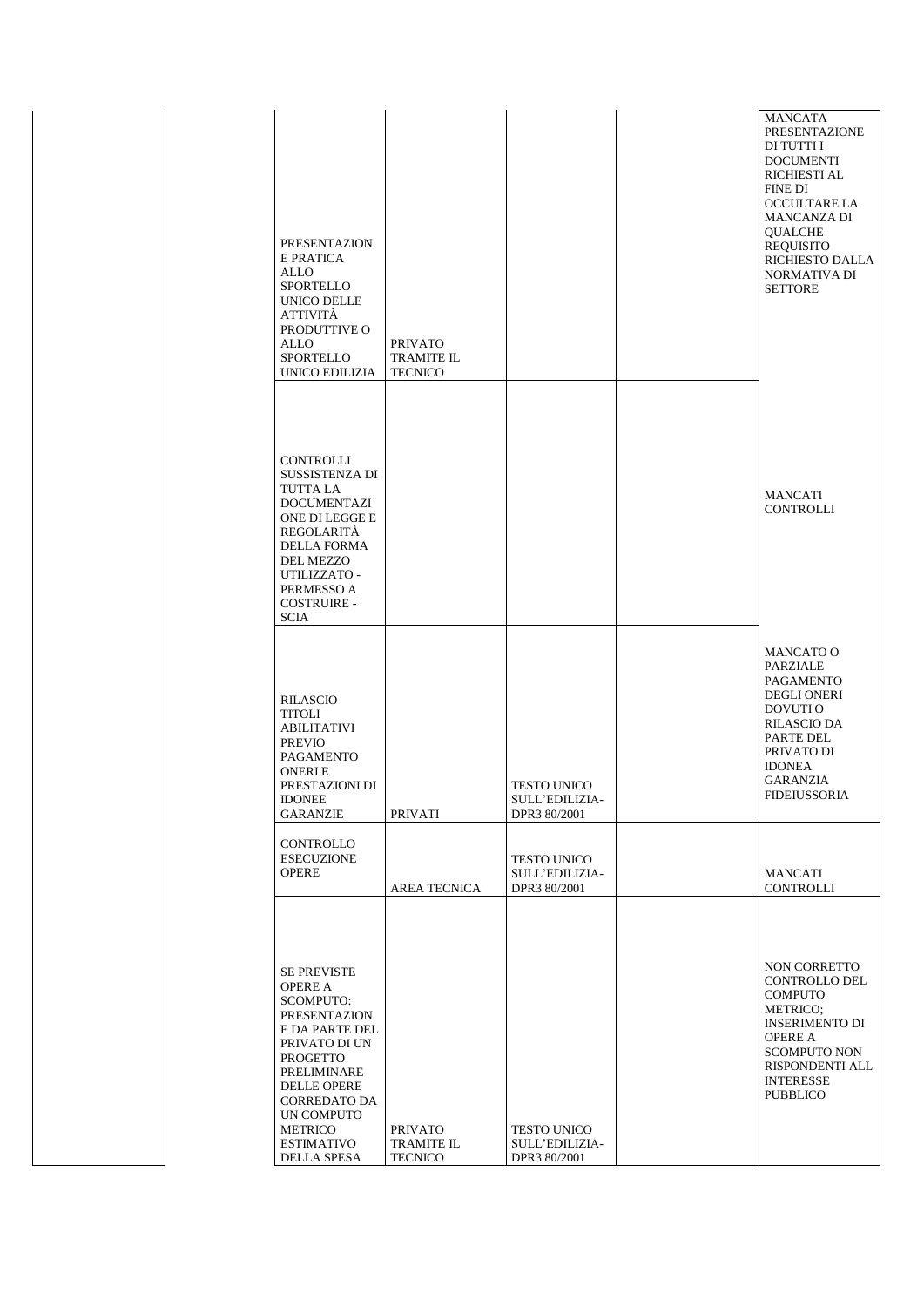| | | | | | | |
|---|---|---|---|---|---|---|
| | | PRESENTAZIONE PRATICA ALLO SPORTELLO UNICO DELLE ATTIVITÀ PRODUTTIVE O ALLO SPORTELLO UNICO EDILIZIA | PRIVATO TRAMITE IL TECNICO | | | MANCATA PRESENTAZIONE DI TUTTI I DOCUMENTI RICHIESTI AL FINE DI OCCULTARE LA MANCANZA DI QUALCHE REQUISITO RICHIESTO DALLA NORMATIVA DI SETTORE |
| | | CONTROLLI SUSSISTENZA DI TUTTA LA DOCUMENTAZIONE DI LEGGE E REGOLARITÀ DELLA FORMA DEL MEZZO UTILIZZATO - PERMESSO A COSTRUIRE - SCIA | | | | MANCATI CONTROLLI |
| | | RILASCIO TITOLI ABILITATIVI PREVIO PAGAMENTO ONERI E PRESTAZIONI DI IDONEE GARANZIE | PRIVATI | TESTO UNICO SULL'EDILIZIA- DPR3 80/2001 | | MANCATO O PARZIALE PAGAMENTO DEGLI ONERI DOVUTI O RILASCIO DA PARTE DEL PRIVATO DI IDONEA GARANZIA FIDEIUSSORIA |
| | | CONTROLLO ESECUZIONE OPERE | AREA TECNICA | TESTO UNICO SULL'EDILIZIA- DPR3 80/2001 | | MANCATI CONTROLLI |
| | | SE PREVISTE OPERE A SCOMPUTO: PRESENTAZIONE DA PARTE DEL PRIVATO DI UN PROGETTO PRELIMINARE DELLE OPERE CORREDATO DA UN COMPUTO METRICO ESTIMATIVO DELLA SPESA | PRIVATO TRAMITE IL TECNICO | TESTO UNICO SULL'EDILIZIA- DPR3 80/2001 | | NON CORRETTO CONTROLLO DEL COMPUTO METRICO; INSERIMENTO DI OPERE A SCOMPUTO NON RISPONDENTI ALL INTERESSE PUBBLICO |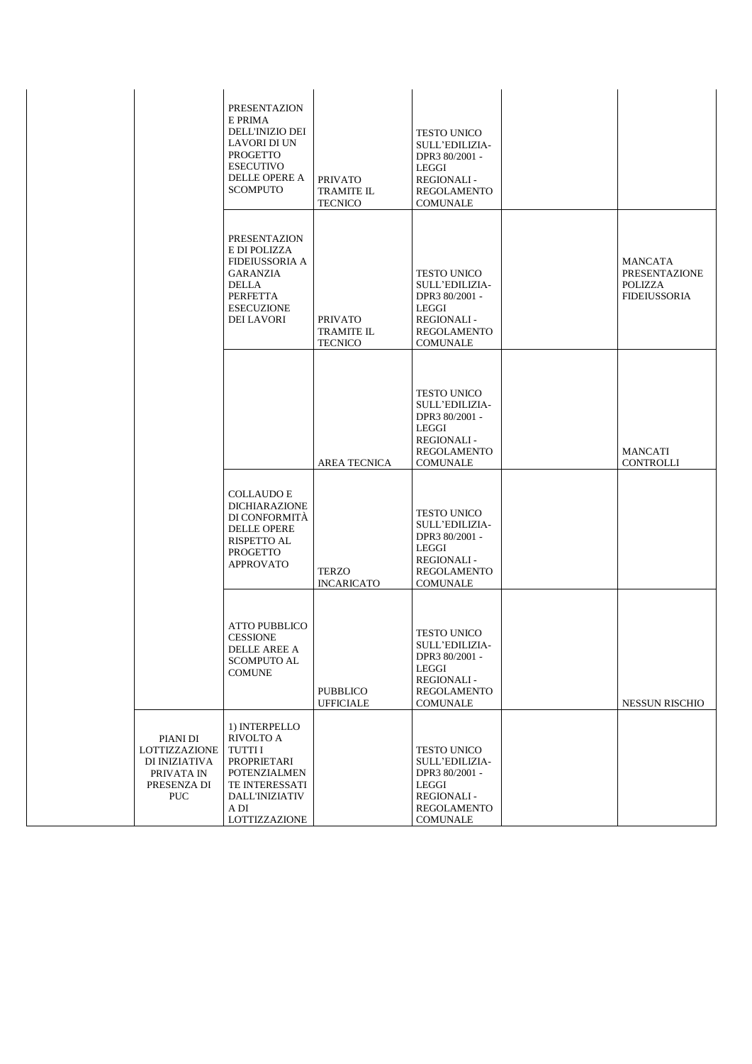| | | | | | | |
|---|---|---|---|---|---|---|
| | | PRESENTAZIONE PRIMA DELL'INIZIO DEI LAVORI DI UN PROGETTO ESECUTIVO DELLE OPERE A SCOMPUTO | PRIVATO TRAMITE IL TECNICO | TESTO UNICO SULL'EDILIZIA-DPR3 80/2001 - LEGGI REGIONALI - REGOLAMENTO COMUNALE | | |
| | | PRESENTAZIONE DI POLIZZA FIDEIUSSORIA A GARANZIA DELLA PERFETTA ESECUZIONE DEI LAVORI | PRIVATO TRAMITE IL TECNICO | TESTO UNICO SULL'EDILIZIA-DPR3 80/2001 - LEGGI REGIONALI - REGOLAMENTO COMUNALE | | MANCATA PRESENTAZIONE POLIZZA FIDEIUSSORIA |
| | | | AREA TECNICA | TESTO UNICO SULL'EDILIZIA-DPR3 80/2001 - LEGGI REGIONALI - REGOLAMENTO COMUNALE | | MANCATI CONTROLLI |
| | | COLLAUDO E DICHIARAZIONE DI CONFORMITÀ DELLE OPERE RISPETTO AL PROGETTO APPROVATO | TERZO INCARICATO | TESTO UNICO SULL'EDILIZIA-DPR3 80/2001 - LEGGI REGIONALI - REGOLAMENTO COMUNALE | | |
| | | ATTO PUBBLICO CESSIONE DELLE AREE A SCOMPUTO AL COMUNE | PUBBLICO UFFICIALE | TESTO UNICO SULL'EDILIZIA-DPR3 80/2001 - LEGGI REGIONALI - REGOLAMENTO COMUNALE | | NESSUN RISCHIO |
| | PIANI DI LOTTIZZAZIONE DI INIZIATIVA PRIVATA IN PRESENZA DI PUC | 1) INTERPELLO RIVOLTO A TUTTI I PROPRIETARI POTENZIALMENTE INTERESSATI DALL'INIZIATIVA DI LOTTIZZAZIONE | | TESTO UNICO SULL'EDILIZIA-DPR3 80/2001 - LEGGI REGIONALI - REGOLAMENTO COMUNALE | | |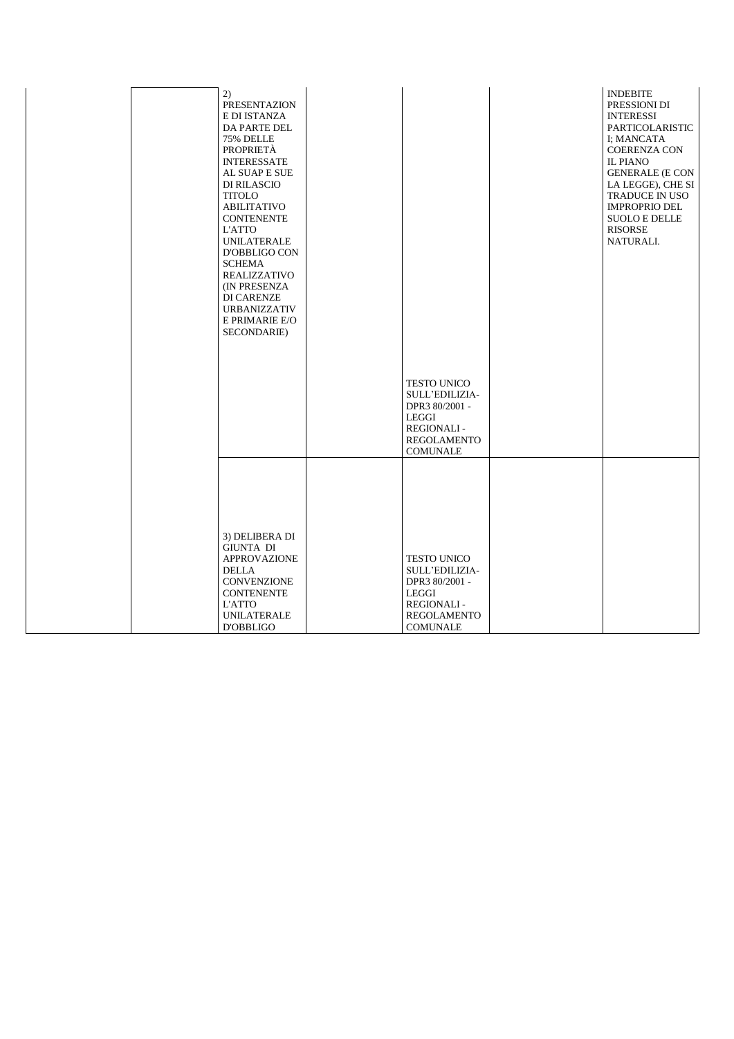| | | | | | |
|---|---|---|---|---|---|
| | | 2) PRESENTAZIONE DI ISTANZA DA PARTE DEL 75% DELLE PROPRIETÀ INTERESSATE AL SUAP E SUE DI RILASCIO TITOLO ABILITATIVO CONTENENTE L'ATTO UNILATERALE D'OBBLIGO CON SCHEMA REALIZZATIVO (IN PRESENZA DI CARENZE URBANIZZATIVE PRIMARIE E/O SECONDARIE) | | | | INDEBITE PRESSIONI DI INTERESSI PARTICOLARISTICI; MANCATA COERENZA CON IL PIANO GENERALE (E CON LA LEGGE), CHE SI TRADUCE IN USO IMPROPRIO DEL SUOLO E DELLE RISORSE NATURALI. |
| | | | | TESTO UNICO SULL'EDILIZIA- DPR3 80/2001 - LEGGI REGIONALI - REGOLAMENTO COMUNALE | | |
| | | 3) DELIBERA DI GIUNTA DI APPROVAZIONE DELLA CONVENZIONE CONTENENTE L'ATTO UNILATERALE D'OBBLIGO | | TESTO UNICO SULL'EDILIZIA- DPR3 80/2001 - LEGGI REGIONALI - REGOLAMENTO COMUNALE | | |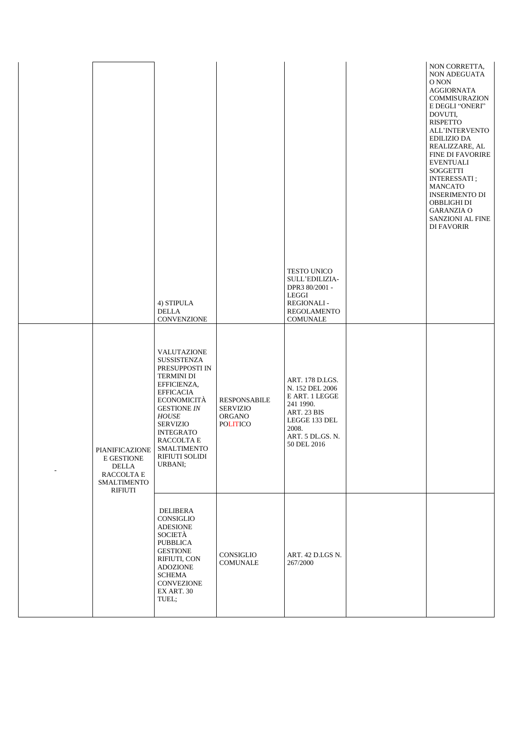| | | | | | | |
|---|---|---|---|---|---|---|
| | | | | | | NON CORRETTA, NON ADEGUATA O NON AGGIORNATA COMMISURAZIONE DEGLI "ONERI" DOVUTI, RISPETTO ALL'INTERVENTO EDILIZIO DA REALIZZARE, AL FINE DI FAVORIRE EVENTUALI SOGGETTI INTERESSATI ; MANCATO INSERIMENTO DI OBBLIGHI DI GARANZIA O SANZIONI AL FINE DI FAVORIR |
| | | 4) STIPULA DELLA CONVENZIONE | | TESTO UNICO SULL'EDILIZIA- DPR3 80/2001 - LEGGI REGIONALI - REGOLAMENTO COMUNALE | | |
| - | PIANIFICAZIONE E GESTIONE DELLA RACCOLTA E SMALTIMENTO RIFIUTI | VALUTAZIONE SUSSISTENZA PRESUPPOSTI IN TERMINI DI EFFICIENZA, EFFICACIA ECONOMICITÀ GESTIONE *IN HOUSE* SERVIZIO INTEGRATO RACCOLTA E SMALTIMENTO RIFIUTI SOLIDI URBANI; | RESPONSABILE SERVIZIO ORGANO POLITICO | ART. 178 D.LGS. N. 152 DEL 2006 E ART. 1 LEGGE 241 1990. ART. 23 BIS LEGGE 133 DEL 2008. ART. 5 DL.GS. N. 50 DEL 2016 | | |
| | | DELIBERA CONSIGLIO ADESIONE SOCIETÀ PUBBLICA GESTIONE RIFIUTI, CON ADOZIONE SCHEMA CONVEZIONE EX ART. 30 TUEL; | CONSIGLIO COMUNALE | ART. 42 D.LGS N. 267/2000 | | |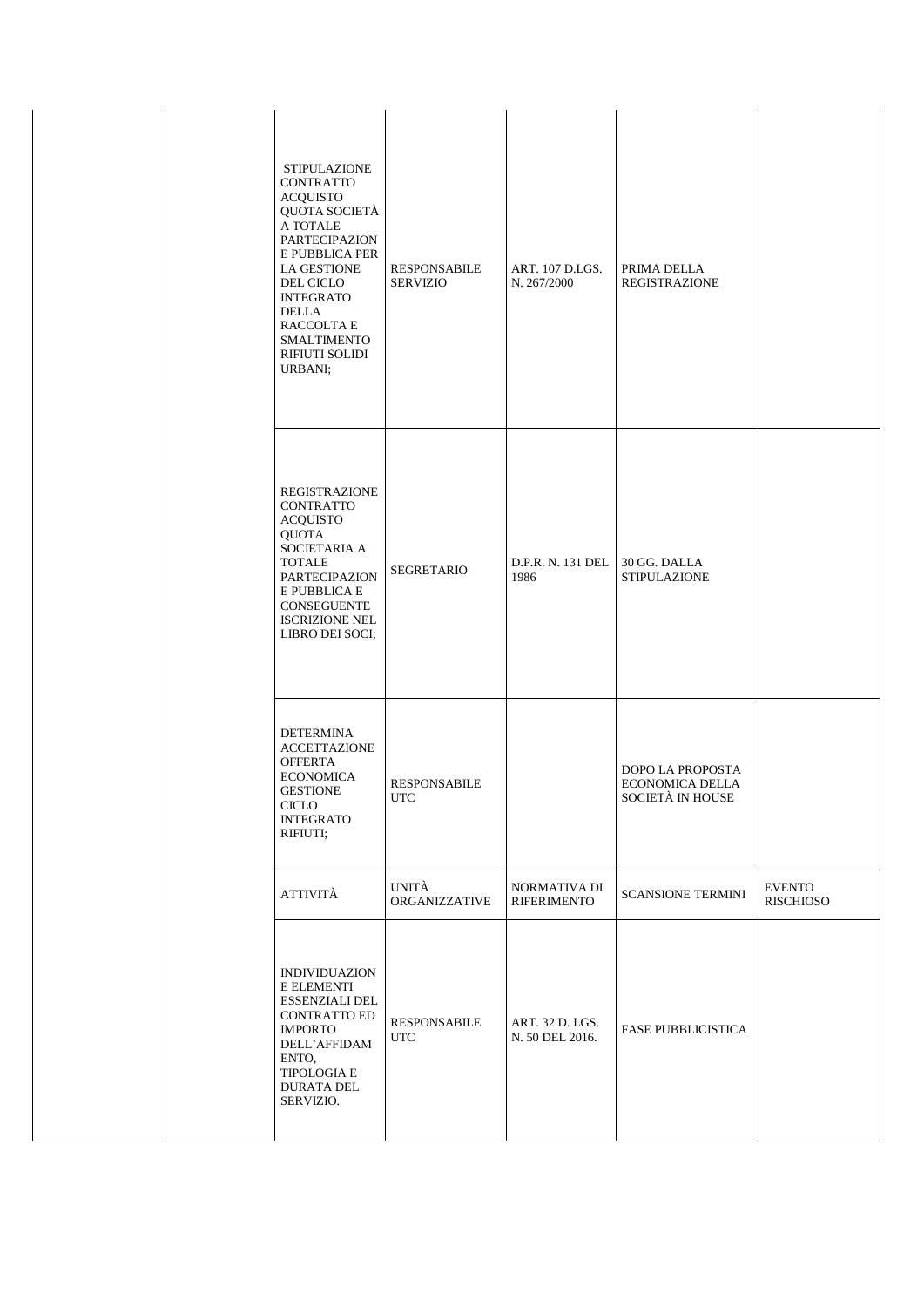| | | | | | | |
|---|---|---|---|---|---|---|
| | | STIPULAZIONE CONTRATTO ACQUISTO QUOTA SOCIETÀ A TOTALE PARTECIPAZIONE PUBBLICA PER LA GESTIONE DEL CICLO INTEGRATO DELLA RACCOLTA E SMALTIMENTO RIFIUTI SOLIDI URBANI; | RESPONSABILE SERVIZIO | ART. 107 D.LGS. N. 267/2000 | PRIMA DELLA REGISTRAZIONE | |
| | | REGISTRAZIONE CONTRATTO ACQUISTO QUOTA SOCIETARIA A TOTALE PARTECIPAZIONE PUBBLICA E CONSEGUENTE ISCRIZIONE NEL LIBRO DEI SOCI; | SEGRETARIO | D.P.R. N. 131 DEL 1986 | 30 GG. DALLA STIPULAZIONE | |
| | | DETERMINA ACCETTAZIONE OFFERTA ECONOMICA GESTIONE CICLO INTEGRATO RIFIUTI; | RESPONSABILE UTC | | DOPO LA PROPOSTA ECONOMICA DELLA SOCIETÀ IN HOUSE | |
| | | ATTIVITÀ | UNITÀ ORGANIZZATIVE | NORMATIVA DI RIFERIMENTO | SCANSIONE TERMINI | EVENTO RISCHIOSO |
| | | INDIVIDUAZIONE ELEMENTI ESSENZIALI DEL CONTRATTO ED IMPORTO DELL'AFFIDAMENTO, TIPOLOGIA E DURATA DEL SERVIZIO. | RESPONSABILE UTC | ART. 32 D. LGS. N. 50 DEL 2016. | FASE PUBBLICISTICA | |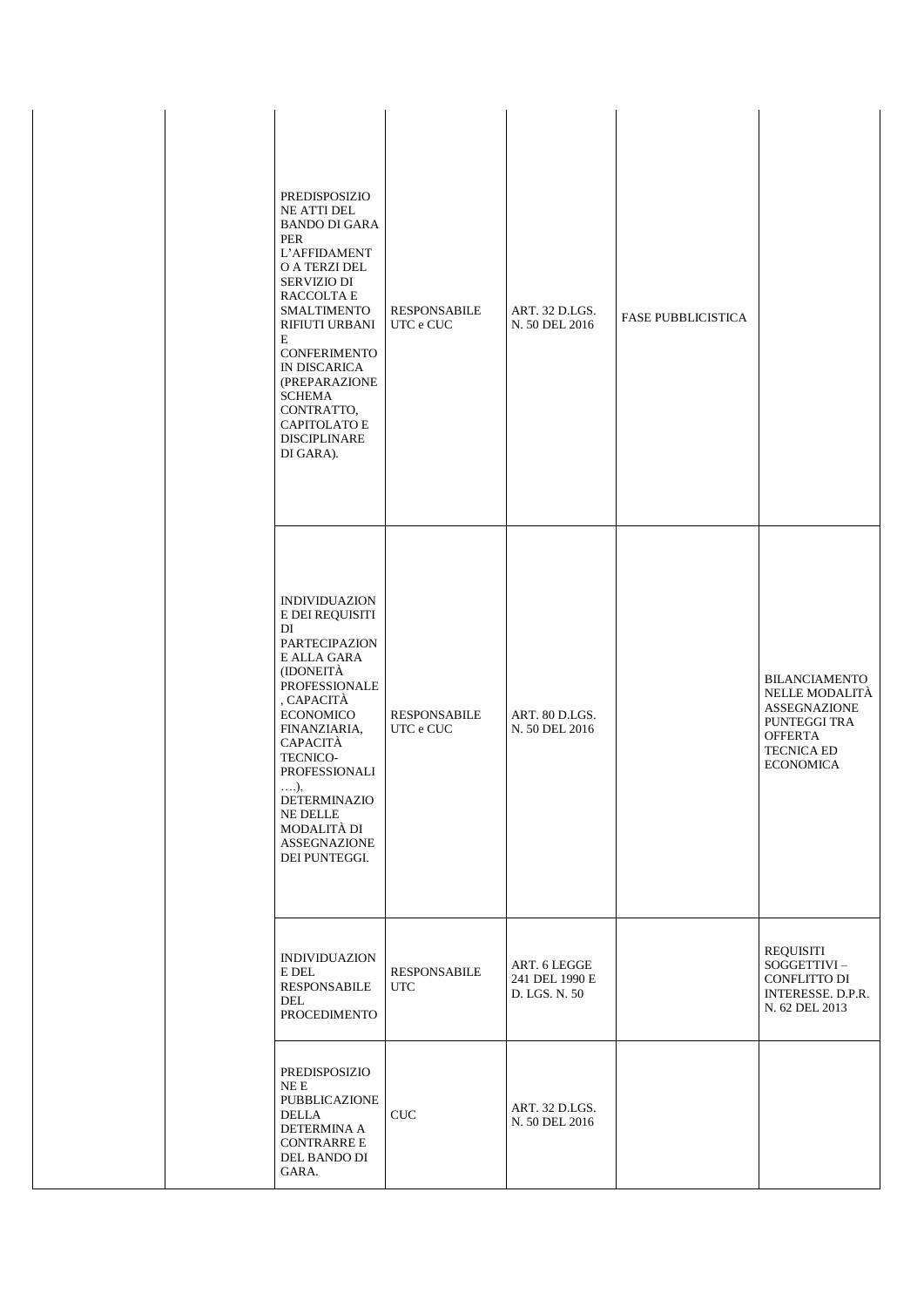| | | | | | | |
|---|---|---|---|---|---|---|
| | | PREDISPOSIZIONE ATTI DEL BANDO DI GARA PER L'AFFIDAMENTO A TERZI DEL SERVIZIO DI RACCOLTA E SMALTIMENTO RIFIUTI URBANI E CONFERIMENTO IN DISCARICA (PREPARAZIONE SCHEMA CONTRATTO, CAPITOLATO E DISCIPLINARE DI GARA). | RESPONSABILE UTC e CUC | ART. 32 D.LGS. N. 50 DEL 2016 | FASE PUBBLICISTICA | |
| | | INDIVIDUAZIONE DEI REQUISITI DI PARTECIPAZIONE ALLA GARA (IDONEITÀ PROFESSIONALE, CAPACITÀ ECONOMICO FINANZIARIA, CAPACITÀ TECNICO-PROFESSIONALI ….), DETERMINAZIONE DELLE MODALITÀ DI ASSEGNAZIONE DEI PUNTEGGI. | RESPONSABILE UTC e CUC | ART. 80 D.LGS. N. 50 DEL 2016 | | BILANCIAMENTO NELLE MODALITÀ ASSEGNAZIONE PUNTEGGI TRA OFFERTA TECNICA ED ECONOMICA |
| | | INDIVIDUAZIONE DEL RESPONSABILE DEL PROCEDIMENTO | RESPONSABILE UTC | ART. 6 LEGGE 241 DEL 1990 E D. LGS. N. 50 | | REQUISITI SOGGETTIVI – CONFLITTO DI INTERESSE. D.P.R. N. 62 DEL 2013 |
| | | PREDISPOSIZIONE E PUBBLICAZIONE DELLA DETERMINA A CONTRARRE E DEL BANDO DI GARA. | CUC | ART. 32 D.LGS. N. 50 DEL 2016 | | |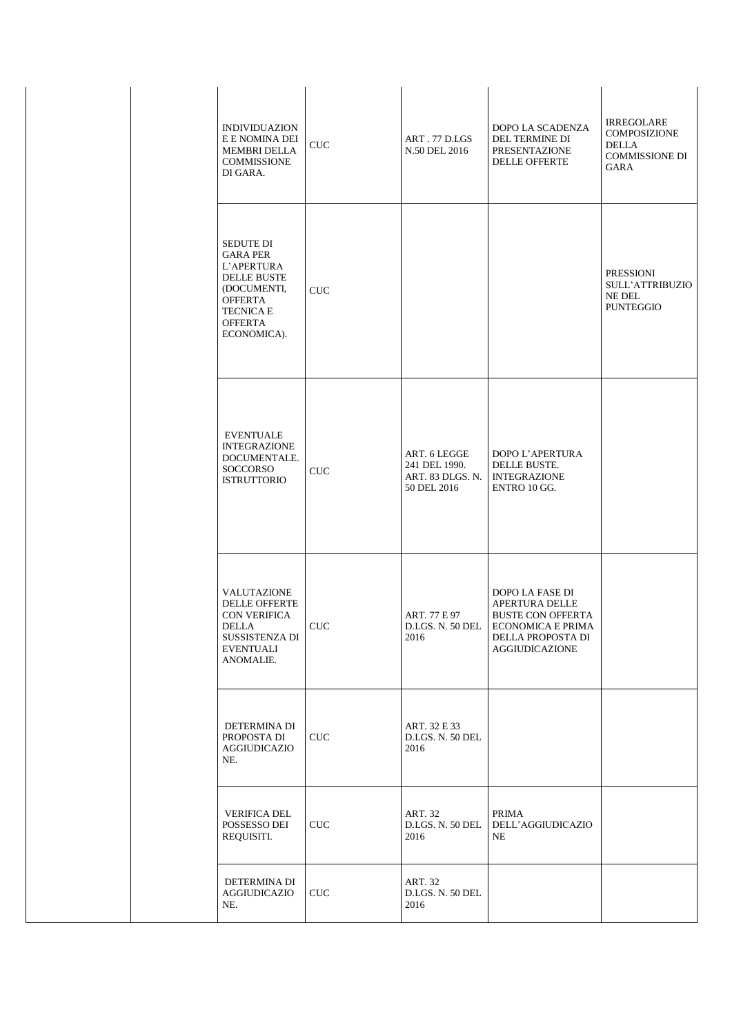| | | | | | | |
|---|---|---|---|---|---|---|
| | | INDIVIDUAZIONE E NOMINA DEI MEMBRI DELLA COMMISSIONE DI GARA. | CUC | ART . 77 D.LGS N.50 DEL 2016 | DOPO LA SCADENZA DEL TERMINE DI PRESENTAZIONE DELLE OFFERTE | IRREGOLARE COMPOSIZIONE DELLA COMMISSIONE DI GARA |
| | | SEDUTE DI GARA PER L'APERTURA DELLE BUSTE (DOCUMENTI, OFFERTA TECNICA E OFFERTA ECONOMICA). | CUC | | | PRESSIONI SULL'ATTRIBUZIONE DEL PUNTEGGIO |
| | | EVENTUALE INTEGRAZIONE DOCUMENTALE. SOCCORSO ISTRUTTORIO | CUC | ART. 6 LEGGE 241 DEL 1990. ART. 83 DLGS. N. 50 DEL 2016 | DOPO L'APERTURA DELLE BUSTE. INTEGRAZIONE ENTRO 10 GG. | |
| | | VALUTAZIONE DELLE OFFERTE CON VERIFICA DELLA SUSSISTENZA DI EVENTUALI ANOMALIE. | CUC | ART. 77 E 97 D.LGS. N. 50 DEL 2016 | DOPO LA FASE DI APERTURA DELLE BUSTE CON OFFERTA ECONOMICA E PRIMA DELLA PROPOSTA DI AGGIUDICAZIONE | |
| | | DETERMINA DI PROPOSTA DI AGGIUDICAZIONE. | CUC | ART. 32 E 33 D.LGS. N. 50 DEL 2016 | | |
| | | VERIFICA DEL POSSESSO DEI REQUISITI. | CUC | ART. 32 D.LGS. N. 50 DEL 2016 | PRIMA DELL'AGGIUDICAZIONE | |
| | | DETERMINA DI AGGIUDICAZIONE. | CUC | ART. 32 D.LGS. N. 50 DEL 2016 | | |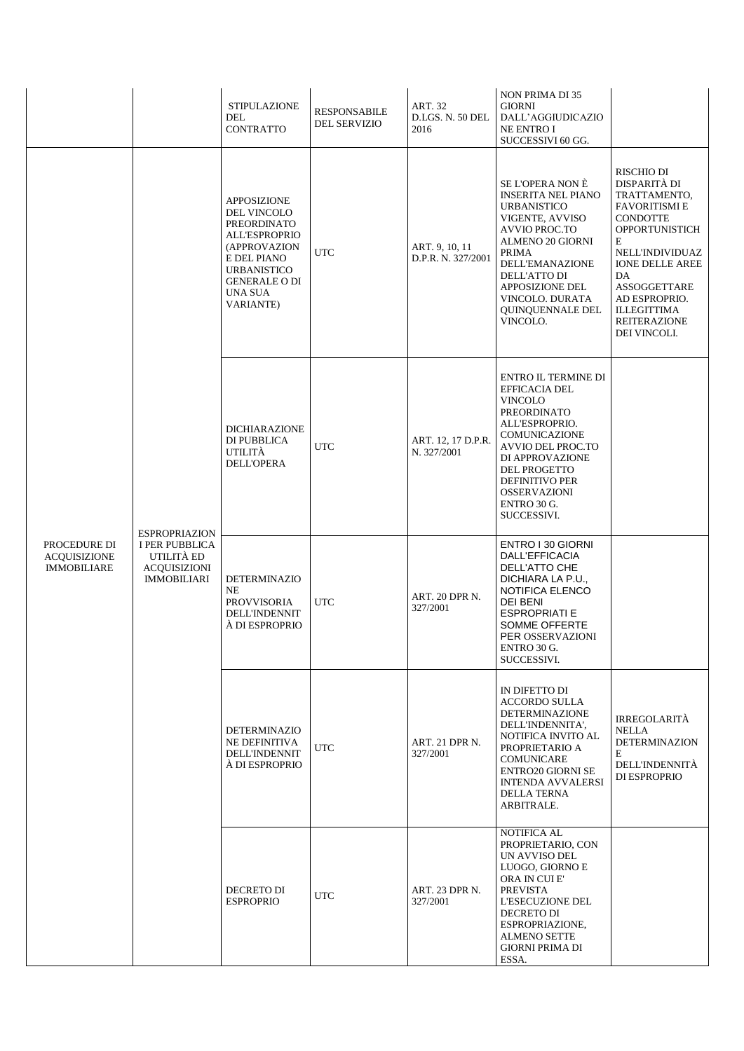| | | | | | | |
|---|---|---|---|---|---|---|
| | | STIPULAZIONE DEL CONTRATTO | RESPONSABILE DEL SERVIZIO | ART. 32 D.LGS. N. 50 DEL 2016 | NON PRIMA DI 35 GIORNI DALL'AGGIUDICAZIONE ENTRO I SUCCESSIVI 60 GG. | |
| PROCEDURE DI ACQUISIZIONE IMMOBILIARE | ESPROPRIAZIONI PER PUBBLICA UTILITÀ ED ACQUISIZIONI IMMOBILIARI | APPOSIZIONE DEL VINCOLO PREORDINATO ALL'ESPROPRIO (APPROVAZIONE DEL PIANO URBANISTICO GENERALE O DI UNA SUA VARIANTE) | UTC | ART. 9, 10, 11 D.P.R. N. 327/2001 | SE L'OPERA NON È INSERITA NEL PIANO URBANISTICO VIGENTE, AVVISO AVVIO PROC.TO ALMENO 20 GIORNI PRIMA DELL'EMANAZIONE DELL'ATTO DI APPOSIZIONE DEL VINCOLO. DURATA QUINQUENNALE DEL VINCOLO. | RISCHIO DI DISPARITÀ DI TRATTAMENTO, FAVORITISMI E CONDOTTE OPPORTUNISTICHE NELL'INDIVIDUAZIONE DELLE AREE DA ASSOGGETTARE AD ESPROPRIO. ILLEGITTIMA REITERAZIONE DEI VINCOLI. |
| | | DICHIARAZIONE DI PUBBLICA UTILITÀ DELL'OPERA | UTC | ART. 12, 17 D.P.R. N. 327/2001 | ENTRO IL TERMINE DI EFFICACIA DEL VINCOLO PREORDINATO ALL'ESPROPRIO. COMUNICAZIONE AVVIO DEL PROC.TO DI APPROVAZIONE DEL PROGETTO DEFINITIVO PER OSSERVAZIONI ENTRO 30 G. SUCCESSIVI. | |
| | | DETERMINAZIONE PROVVISORIA DELL'INDENNITÀ DI ESPROPRIO | UTC | ART. 20 DPR N. 327/2001 | ENTRO I 30 GIORNI DALL'EFFICACIA DELL'ATTO CHE DICHIARA LA P.U., NOTIFICA ELENCO DEI BENI ESPROPRIATI E SOMME OFFERTE PER OSSERVAZIONI ENTRO 30 G. SUCCESSIVI. | |
| | | DETERMINAZIONE DEFINITIVA DELL'INDENNITÀ DI ESPROPRIO | UTC | ART. 21 DPR N. 327/2001 | IN DIFETTO DI ACCORDO SULLA DETERMINAZIONE DELL'INDENNITA', NOTIFICA INVITO AL PROPRIETARIO A COMUNICARE ENTRO20 GIORNI SE INTENDA AVVALERSI DELLA TERNA ARBITRALE. | IRREGOLARITÀ NELLA DETERMINAZIONE DELL'INDENNITÀ DI ESPROPRIO |
| | | DECRETO DI ESPROPRIO | UTC | ART. 23 DPR N. 327/2001 | NOTIFICA AL PROPRIETARIO, CON UN AVVISO DEL LUOGO, GIORNO E ORA IN CUI E' PREVISTA L'ESECUZIONE DEL DECRETO DI ESPROPRIAZIONE, ALMENO SETTE GIORNI PRIMA DI ESSA. | |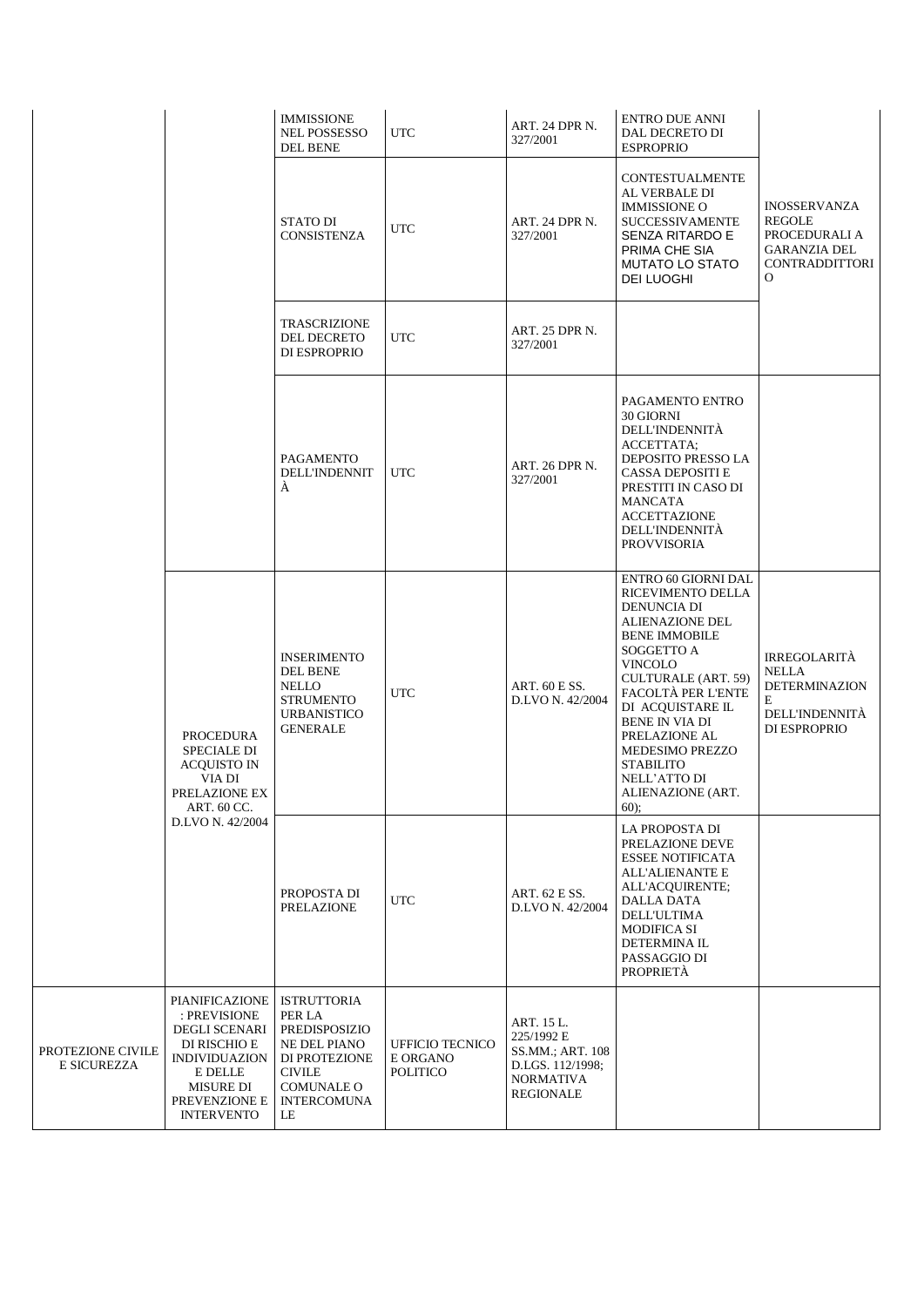| | | | | | | |
|---|---|---|---|---|---|---|
| | | IMMISSIONE NEL POSSESSO DEL BENE | UTC | ART. 24 DPR N. 327/2001 | ENTRO DUE ANNI DAL DECRETO DI ESPROPRIO | INOSSERVANZA REGOLE PROCEDURALI A GARANZIA DEL CONTRADDITTORIO |
| | | STATO DI CONSISTENZA | UTC | ART. 24 DPR N. 327/2001 | CONTESTUALMENTE AL VERBALE DI IMMISSIONE O SUCCESSIVAMENTE SENZA RITARDO E PRIMA CHE SIA MUTATO LO STATO DEI LUOGHI | |
| | | TRASCRIZIONE DEL DECRETO DI ESPROPRIO | UTC | ART. 25 DPR N. 327/2001 | | |
| | | PAGAMENTO DELL'INDENNITÀ | UTC | ART. 26 DPR N. 327/2001 | PAGAMENTO ENTRO 30 GIORNI DELL'INDENNITÀ ACCETTATA; DEPOSITO PRESSO LA CASSA DEPOSITI E PRESTITI IN CASO DI MANCATA ACCETTAZIONE DELL'INDENNITÀ PROVVISORIA | |
| | PROCEDURA SPECIALE DI ACQUISTO IN VIA DI PRELAZIONE EX ART. 60 CC. D.LVO N. 42/2004 | INSERIMENTO DEL BENE NELLO STRUMENTO URBANISTICO GENERALE | UTC | ART. 60 E SS. D.LVO N. 42/2004 | ENTRO 60 GIORNI DAL RICEVIMENTO DELLA DENUNCIA DI ALIENAZIONE DEL BENE IMMOBILE SOGGETTO A VINCOLO CULTURALE (ART. 59) FACOLTÀ PER L'ENTE DI ACQUISTARE IL BENE IN VIA DI PRELAZIONE AL MEDESIMO PREZZO STABILITO NELL'ATTO DI ALIENAZIONE (ART. 60); | IRREGOLARITÀ NELLA DETERMINAZIONE E DELL'INDENNITÀ DI ESPROPRIO |
| | | PROPOSTA DI PRELAZIONE | UTC | ART. 62 E SS. D.LVO N. 42/2004 | LA PROPOSTA DI PRELAZIONE DEVE ESSEE NOTIFICATA ALL'ALIENANTE E ALL'ACQUIRENTE; DALLA DATA DELL'ULTIMA MODIFICA SI DETERMINA IL PASSAGGIO DI PROPRIETÀ | |
| PROTEZIONE CIVILE E SICUREZZA | PIANIFICAZIONE : PREVISIONE DEGLI SCENARI DI RISCHIO E INDIVIDUAZION E DELLE MISURE DI PREVENZIONE E INTERVENTO | ISTRUTTORIA PER LA PREDISPOSIZIONE DEL PIANO DI PROTEZIONE CIVILE COMUNALE O INTERCOMUNALE | UFFICIO TECNICO E ORGANO POLITICO | ART. 15 L. 225/1992 E SS.MM.; ART. 108 D.LGS. 112/1998; NORMATIVA REGIONALE | | |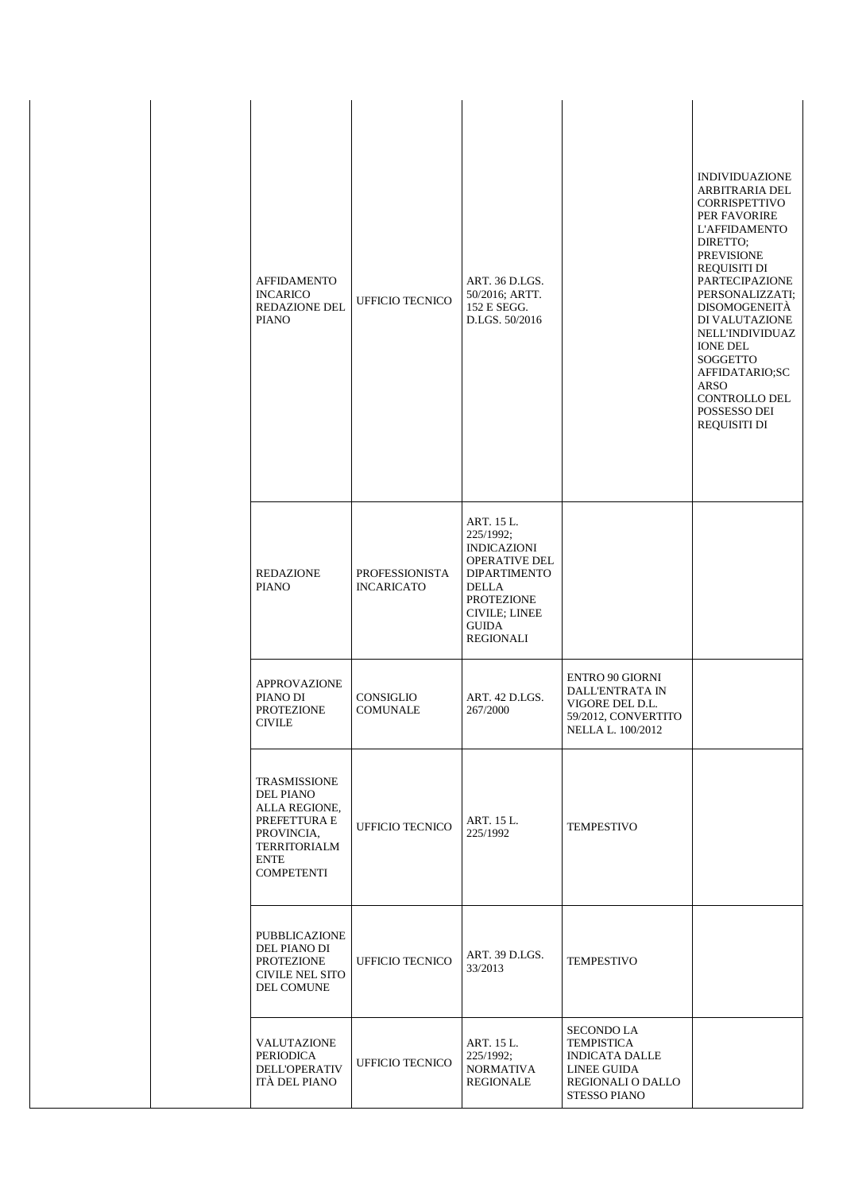| | | | | | | |
|---|---|---|---|---|---|---|
| | | AFFIDAMENTO INCARICO REDAZIONE DEL PIANO | UFFICIO TECNICO | ART. 36 D.LGS. 50/2016; ARTT. 152 E SEGG. D.LGS. 50/2016 | | INDIVIDUAZIONE ARBITRARIA DEL CORRISPETTIVO PER FAVORIRE L'AFFIDAMENTO DIRETTO; PREVISIONE REQUISITI DI PARTECIPAZIONE PERSONALIZZATI; DISOMOGENEITÀ DI VALUTAZIONE NELL'INDIVIDUAZIONE DEL SOGGETTO AFFIDATARIO;SCARSO CONTROLLO DEL POSSESSO DEI REQUISITI DI |
| | | REDAZIONE PIANO | PROFESSIONISTA INCARICATO | ART. 15 L. 225/1992; INDICAZIONI OPERATIVE DEL DIPARTIMENTO DELLA PROTEZIONE CIVILE; LINEE GUIDA REGIONALI | | |
| | | APPROVAZIONE PIANO DI PROTEZIONE CIVILE | CONSIGLIO COMUNALE | ART. 42 D.LGS. 267/2000 | ENTRO 90 GIORNI DALL'ENTRATA IN VIGORE DEL D.L. 59/2012, CONVERTITO NELLA L. 100/2012 | |
| | | TRASMISSIONE DEL PIANO ALLA REGIONE, PREFETTURA E PROVINCIA, TERRITORIALMENTE COMPETENTI | UFFICIO TECNICO | ART. 15 L. 225/1992 | TEMPESTIVO | |
| | | PUBBLICAZIONE DEL PIANO DI PROTEZIONE CIVILE NEL SITO DEL COMUNE | UFFICIO TECNICO | ART. 39 D.LGS. 33/2013 | TEMPESTIVO | |
| | | VALUTAZIONE PERIODICA DELL'OPERATIVITÀ DEL PIANO | UFFICIO TECNICO | ART. 15 L. 225/1992; NORMATIVA REGIONALE | SECONDO LA TEMPISTICA INDICATA DALLE LINEE GUIDA REGIONALI O DALLO STESSO PIANO | |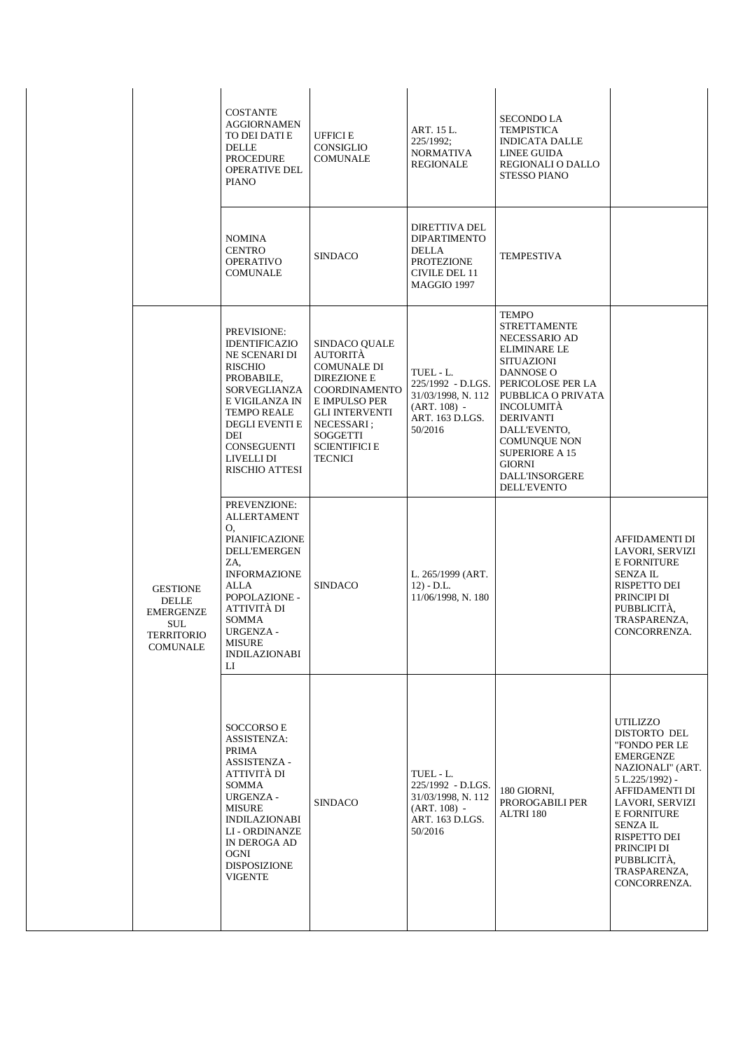| | | | | | | |
|---|---|---|---|---|---|---|
| | | COSTANTE AGGIORNAMENTO DEI DATI E DELLE PROCEDURE OPERATIVE DEL PIANO | UFFICI E CONSIGLIO COMUNALE | ART. 15 L. 225/1992; NORMATIVA REGIONALE | SECONDO LA TEMPISTICA INDICATA DALLE LINEE GUIDA REGIONALI O DALLO STESSO PIANO | |
| | | NOMINA CENTRO OPERATIVO COMUNALE | SINDACO | DIRETTIVA DEL DIPARTIMENTO DELLA PROTEZIONE CIVILE DEL 11 MAGGIO 1997 | TEMPESTIVA | |
| | GESTIONE DELLE EMERGENZE SUL TERRITORIO COMUNALE | PREVISIONE: IDENTIFICAZIONE SCENARI DI RISCHIO PROBABILE, SORVEGLIANZA E VIGILANZA IN TEMPO REALE DEGLI EVENTI E DEI CONSEGUENTI LIVELLI DI RISCHIO ATTESI | SINDACO QUALE AUTORITÀ COMUNALE DI DIREZIONE E COORDINAMENTO E IMPULSO PER GLI INTERVENTI NECESSARI ; SOGGETTI SCIENTIFICI E TECNICI | TUEL - L. 225/1992 - D.LGS. 31/03/1998, N. 112 (ART. 108) - ART. 163 D.LGS. 50/2016 | TEMPO STRETTAMENTE NECESSARIO AD ELIMINARE LE SITUAZIONI DANNOSE O PERICOLOSE PER LA PUBBLICA O PRIVATA INCOLUMITÀ DERIVANTI DALL'EVENTO, COMUNQUE NON SUPERIORE A 15 GIORNI DALL'INSORGERE DELL'EVENTO | |
| | | PREVENZIONE: ALLERTAMENTO, PIANIFICAZIONE DELL'EMERGENZA, INFORMAZIONE ALLA POPOLAZIONE - ATTIVITÀ DI SOMMA URGENZA - MISURE INDILAZIONABILI | SINDACO | L. 265/1999 (ART. 12) - D.L. 11/06/1998, N. 180 | | AFFIDAMENTI DI LAVORI, SERVIZI E FORNITURE SENZA IL RISPETTO DEI PRINCIPI DI PUBBLICITÀ, TRASPARENZA, CONCORRENZA. |
| | | SOCCORSO E ASSISTENZA: PRIMA ASSISTENZA - ATTIVITÀ DI SOMMA URGENZA - MISURE INDILAZIONABILI - ORDINANZE IN DEROGA AD OGNI DISPOSIZIONE VIGENTE | SINDACO | TUEL - L. 225/1992 - D.LGS. 31/03/1998, N. 112 (ART. 108) - ART. 163 D.LGS. 50/2016 | 180 GIORNI, PROROGABILI PER ALTRI 180 | UTILIZZO DISTORTO DEL "FONDO PER LE EMERGENZE NAZIONALI" (ART. 5 L.225/1992) - AFFIDAMENTI DI LAVORI, SERVIZI E FORNITURE SENZA IL RISPETTO DEI PRINCIPI DI PUBBLICITÀ, TRASPARENZA, CONCORRENZA. |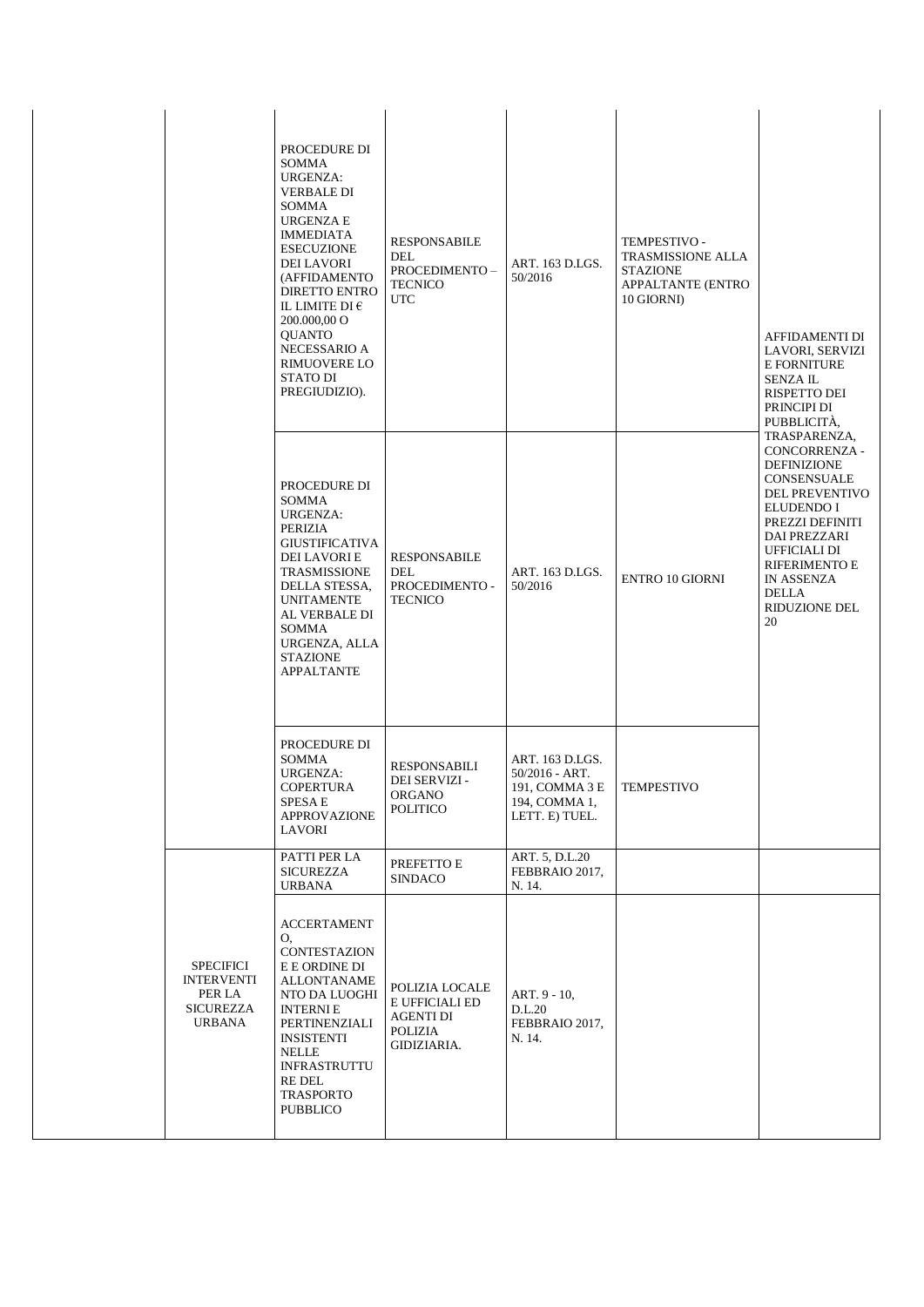| | | | | | | |
|---|---|---|---|---|---|---|
| | | PROCEDURE DI SOMMA URGENZA: VERBALE DI SOMMA URGENZA E IMMEDIATA ESECUZIONE DEI LAVORI (AFFIDAMENTO DIRETTO ENTRO IL LIMITE DI € 200.000,00 O QUANTO NECESSARIO A RIMUOVERE LO STATO DI PREGIUDIZIO). | RESPONSABILE DEL PROCEDIMENTO – TECNICO UTC | ART. 163 D.LGS. 50/2016 | TEMPESTIVO - TRASMISSIONE ALLA STAZIONE APPALTANTE (ENTRO 10 GIORNI) | AFFIDAMENTI DI LAVORI, SERVIZI E FORNITURE SENZA IL RISPETTO DEI PRINCIPI DI PUBBLICITÀ, TRASPARENZA, CONCORRENZA - DEFINIZIONE CONSENSUALE DEL PREVENTIVO ELUDENDO I PREZZI DEFINITI DAI PREZZARI UFFICIALI DI RIFERIMENTO E IN ASSENZA DELLA RIDUZIONE DEL 20 |
| | | PROCEDURE DI SOMMA URGENZA: PERIZIA GIUSTIFICATIVA DEI LAVORI E TRASMISSIONE DELLA STESSA, UNITAMENTE AL VERBALE DI SOMMA URGENZA, ALLA STAZIONE APPALTANTE | RESPONSABILE DEL PROCEDIMENTO - TECNICO | ART. 163 D.LGS. 50/2016 | ENTRO 10 GIORNI | |
| | | PROCEDURE DI SOMMA URGENZA: COPERTURA SPESA E APPROVAZIONE LAVORI | RESPONSABILI DEI SERVIZI - ORGANO POLITICO | ART. 163 D.LGS. 50/2016 - ART. 191, COMMA 3 E 194, COMMA 1, LETT. E) TUEL. | TEMPESTIVO | |
| | SPECIFICI INTERVENTI PER LA SICUREZZA URBANA | PATTI PER LA SICUREZZA URBANA | PREFETTO E SINDACO | ART. 5, D.L.20 FEBBRAIO 2017, N. 14. | | |
| | | ACCERTAMENTO, CONTESTAZIONE E ORDINE DI ALLONTANAMENTO DA LUOGHI INTERNI E PERTINENZIALI INSISTENTI NELLE INFRASTRUTTURE DEL TRASPORTO PUBBLICO | POLIZIA LOCALE E UFFICIALI ED AGENTI DI POLIZIA GIDIZIARIA. | ART. 9 - 10, D.L.20 FEBBRAIO 2017, N. 14. | | |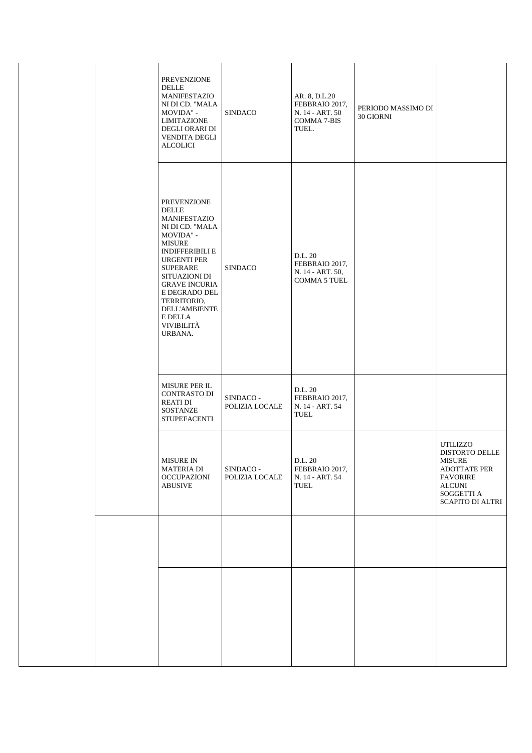| | | | | | | |
|---|---|---|---|---|---|---|
| | | PREVENZIONE DELLE MANIFESTAZIONI DI CD. "MALA MOVIDA" - LIMITAZIONE DEGLI ORARI DI VENDITA DEGLI ALCOLICI | SINDACO | AR. 8, D.L.20 FEBBRAIO 2017, N. 14 - ART. 50 COMMA 7-BIS TUEL. | PERIODO MASSIMO DI 30 GIORNI | |
| | | PREVENZIONE DELLE MANIFESTAZIONI DI CD. "MALA MOVIDA" - MISURE INDIFFERIBILI E URGENTI PER SUPERARE SITUAZIONI DI GRAVE INCURIA E DEGRADO DEL TERRITORIO, DELL'AMBIENTE E DELLA VIVIBILITÀ URBANA. | SINDACO | D.L. 20 FEBBRAIO 2017, N. 14 - ART. 50, COMMA 5 TUEL | | |
| | | MISURE PER IL CONTRASTO DI REATI DI SOSTANZE STUPEFACENTI | SINDACO - POLIZIA LOCALE | D.L. 20 FEBBRAIO 2017, N. 14 - ART. 54 TUEL | | |
| | | MISURE IN MATERIA DI OCCUPAZIONI ABUSIVE | SINDACO - POLIZIA LOCALE | D.L. 20 FEBBRAIO 2017, N. 14 - ART. 54 TUEL | | UTILIZZO DISTORTO DELLE MISURE ADOTTATE PER FAVORIRE ALCUNI SOGGETTI A SCAPITO DI ALTRI |
| | | | | | | |
| | | | | | | |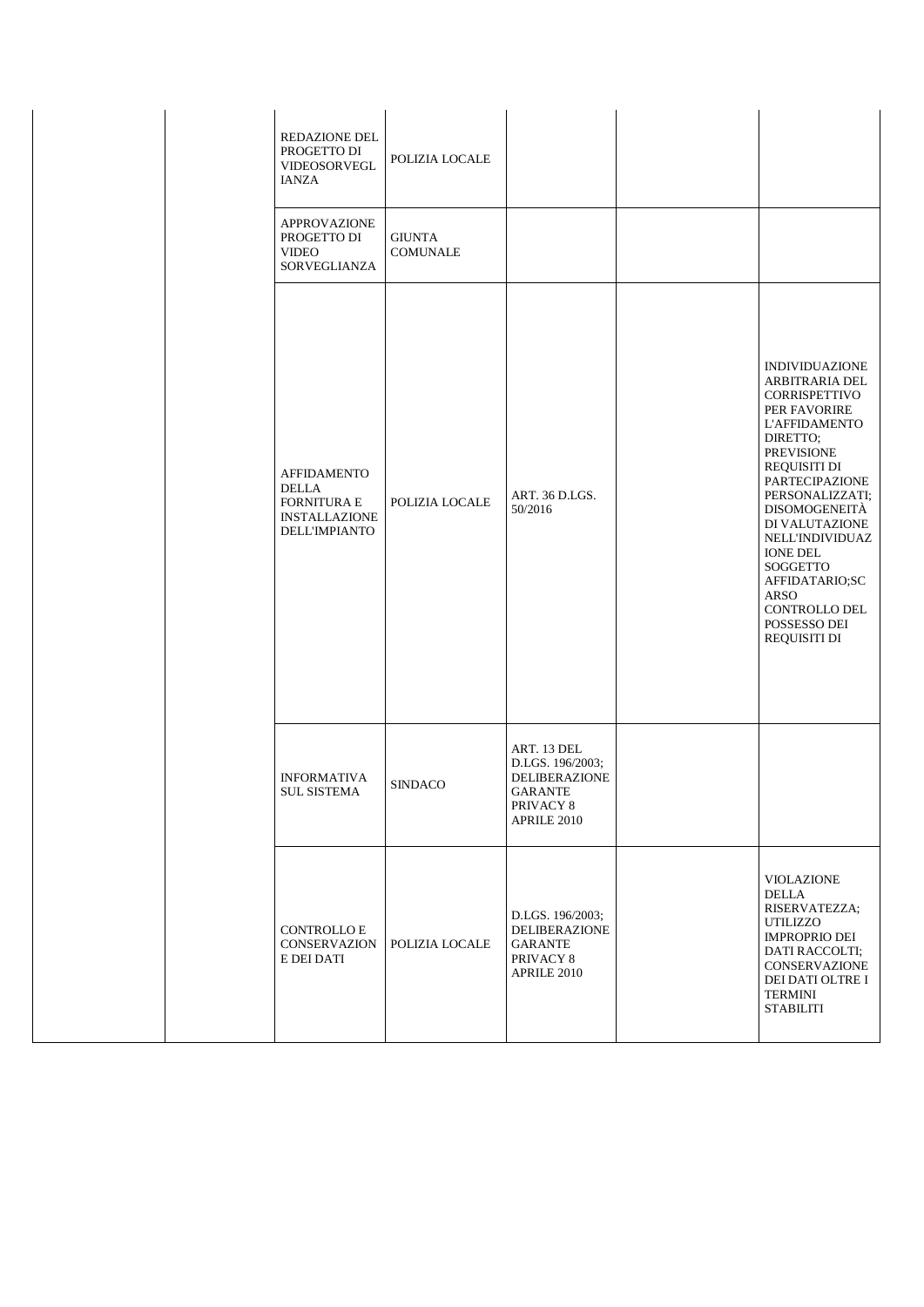| | | | | | | |
|---|---|---|---|---|---|---|
| | | REDAZIONE DEL PROGETTO DI VIDEOSORVEGLIANZA | POLIZIA LOCALE | | | |
| | | APPROVAZIONE PROGETTO DI VIDEO SORVEGLIANZA | GIUNTA COMUNALE | | | |
| | | AFFIDAMENTO DELLA FORNITURA E INSTALLAZIONE DELL'IMPIANTO | POLIZIA LOCALE | ART. 36 D.LGS. 50/2016 | | INDIVIDUAZIONE ARBITRARIA DEL CORRISPETTIVO PER FAVORIRE L'AFFIDAMENTO DIRETTO; PREVISIONE REQUISITI DI PARTECIPAZIONE PERSONALIZZATI; DISOMOGENEITÀ DI VALUTAZIONE NELL'INDIVIDUAZIONE DEL SOGGETTO AFFIDATARIO;SCARSO CONTROLLO DEL POSSESSO DEI REQUISITI DI |
| | | INFORMATIVA SUL SISTEMA | SINDACO | ART. 13 DEL D.LGS. 196/2003; DELIBERAZIONE GARANTE PRIVACY 8 APRILE 2010 | | |
| | | CONTROLLO E CONSERVAZIONE DEI DATI | POLIZIA LOCALE | D.LGS. 196/2003; DELIBERAZIONE GARANTE PRIVACY 8 APRILE 2010 | | VIOLAZIONE DELLA RISERVATEZZA; UTILIZZO IMPROPRIO DEI DATI RACCOLTI; CONSERVAZIONE DEI DATI OLTRE I TERMINI STABILITI |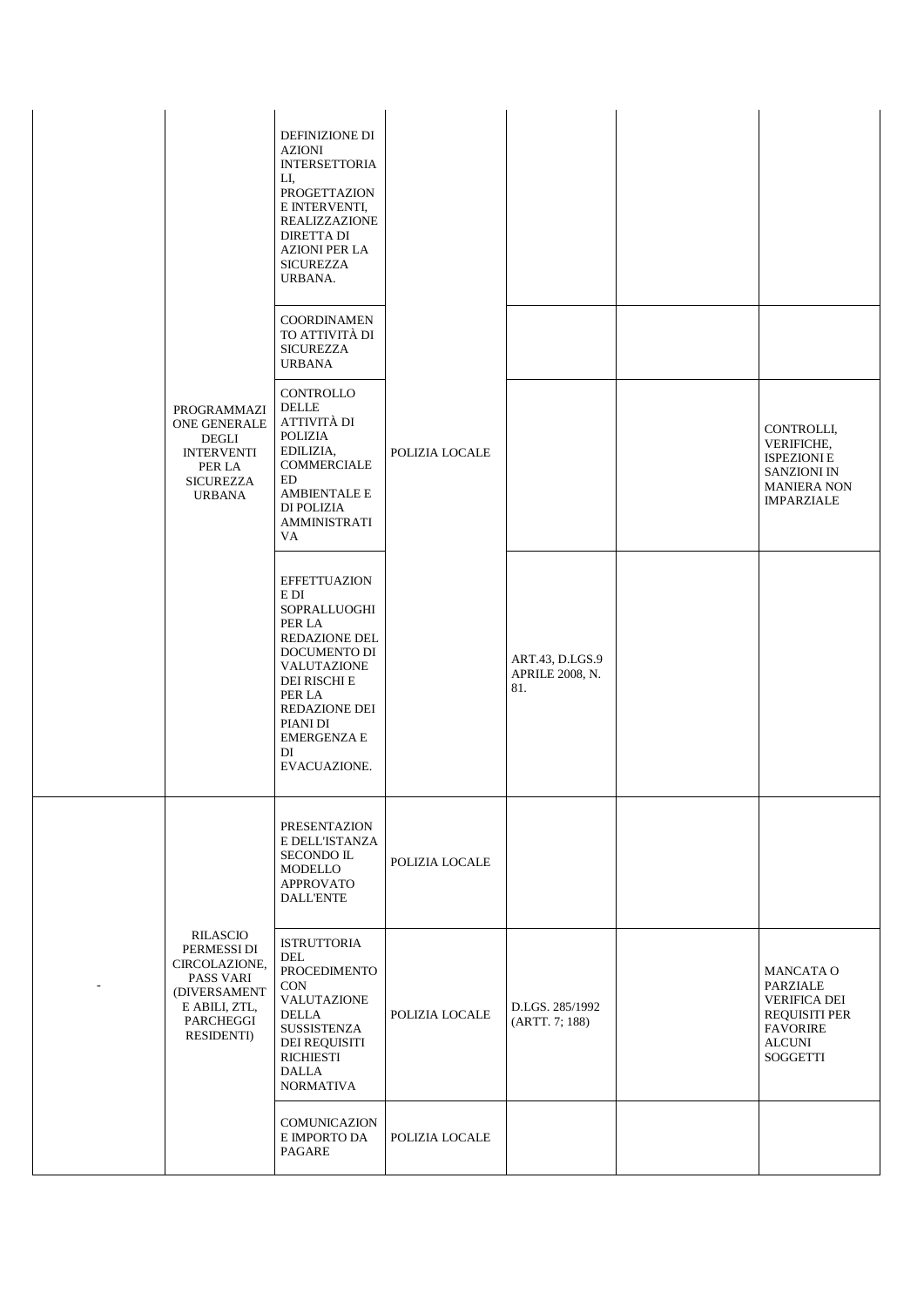| | | | | | | |
|---|---|---|---|---|---|---|
| | PROGRAMMAZIONE GENERALE DEGLI INTERVENTI PER LA SICUREZZA URBANA | DEFINIZIONE DI AZIONI INTERSETTORIALI, PROGETTAZIONE INTERVENTI, REALIZZAZIONE DIRETTA DI AZIONI PER LA SICUREZZA URBANA. | POLIZIA LOCALE | | | |
| | | COORDINAMENTO ATTIVITÀ DI SICUREZZA URBANA | | | | |
| | | CONTROLLO DELLE ATTIVITÀ DI POLIZIA EDILIZIA, COMMERCIALE ED AMBIENTALE E DI POLIZIA AMMINISTRATIVA | | | | CONTROLLI, VERIFICHE, ISPEZIONI E SANZIONI IN MANIERA NON IMPARZIALE |
| | | EFFETTUAZIONE DI SOPRALLUOGHI PER LA REDAZIONE DEL DOCUMENTO DI VALUTAZIONE DEI RISCHI E PER LA REDAZIONE DEI PIANI DI EMERGENZA E DI EVACUAZIONE. | | ART.43, D.LGS.9 APRILE 2008, N. 81. | | |
| - | RILASCIO PERMESSI DI CIRCOLAZIONE, PASS VARI (DIVERSAMENTE ABILI, ZTL, PARCHEGGI RESIDENTI) | PRESENTAZIONE DELL'ISTANZA SECONDO IL MODELLO APPROVATO DALL'ENTE | POLIZIA LOCALE | | | |
| | | ISTRUTTORIA DEL PROCEDIMENTO CON VALUTAZIONE DELLA SUSSISTENZA DEI REQUISITI RICHIESTI DALLA NORMATIVA | POLIZIA LOCALE | D.LGS. 285/1992 (ARTT. 7; 188) | | MANCATA O PARZIALE VERIFICA DEI REQUISITI PER FAVORIRE ALCUNI SOGGETTI |
| | | COMUNICAZIONE E IMPORTO DA PAGARE | POLIZIA LOCALE | | | |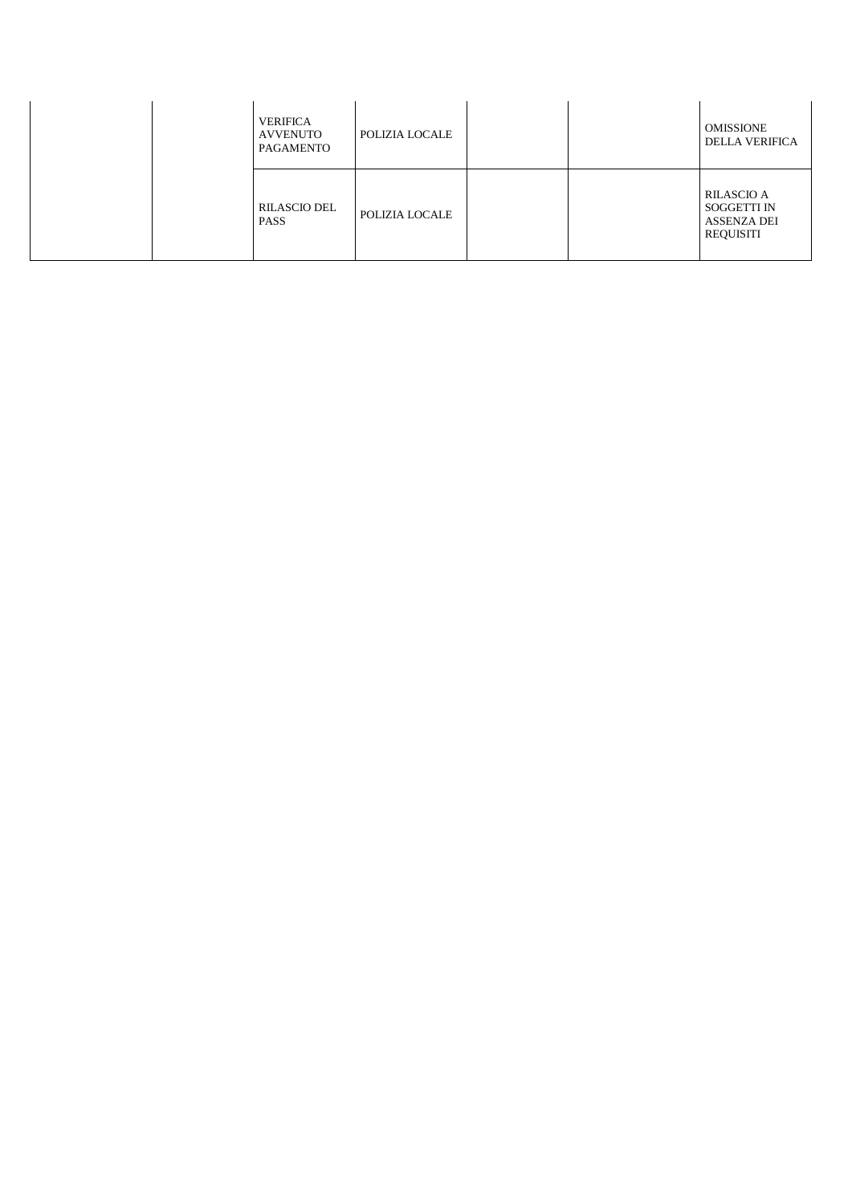| | | | | | | |
|---|---|---|---|---|---|---|
| | | VERIFICA AVVENUTO PAGAMENTO | POLIZIA LOCALE | | | OMISSIONE DELLA VERIFICA |
| | | RILASCIO DEL PASS | POLIZIA LOCALE | | | RILASCIO A SOGGETTI IN ASSENZA DEI REQUISITI |